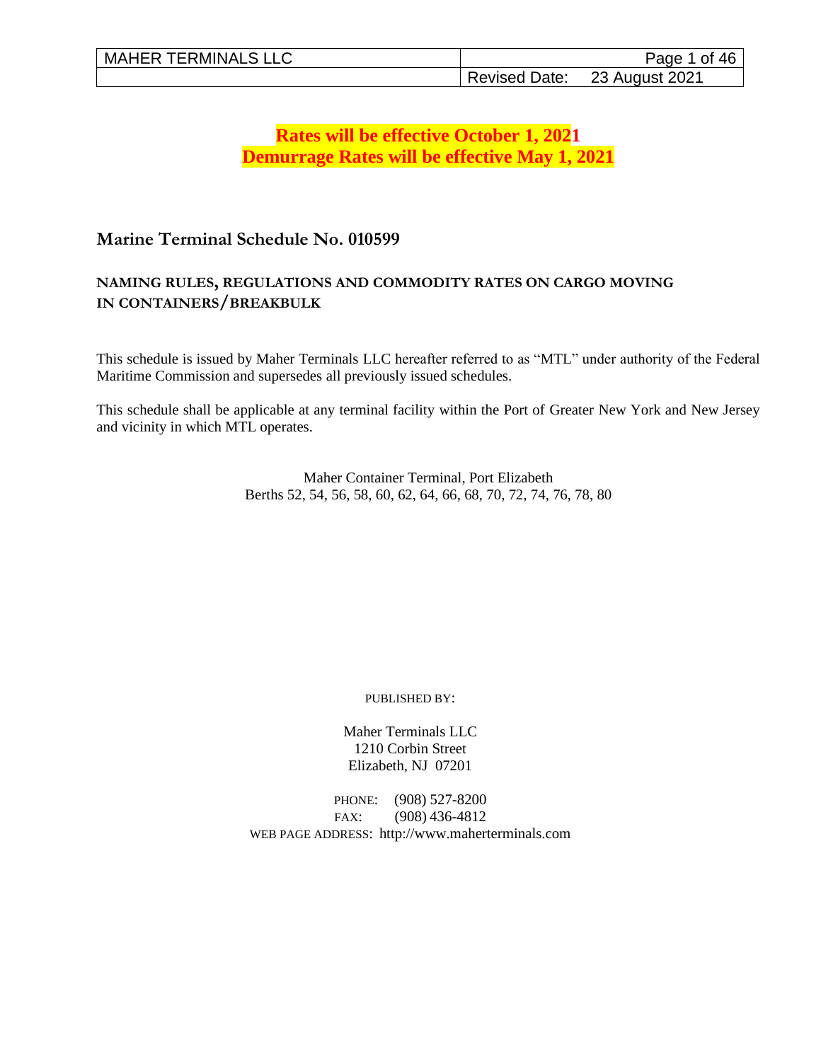**Rates will be effective October 1, 2021**
**Demurrage Rates will be effective May 1, 2021**

# Marine Terminal Schedule No. 010599

## NAMING RULES, REGULATIONS AND COMMODITY RATES ON CARGO MOVING IN CONTAINERS/BREAKBULK

This schedule is issued by Maher Terminals LLC hereafter referred to as "MTL" under authority of the Federal Maritime Commission and supersedes all previously issued schedules.

This schedule shall be applicable at any terminal facility within the Port of Greater New York and New Jersey and vicinity in which MTL operates.

Maher Container Terminal, Port Elizabeth
Berths 52, 54, 56, 58, 60, 62, 64, 66, 68, 70, 72, 74, 76, 78, 80

PUBLISHED BY:

Maher Terminals LLC
1210 Corbin Street
Elizabeth, NJ 07201

PHONE: (908) 527-8200
FAX: (908) 436-4812
WEB PAGE ADDRESS: http://www.maherterminals.com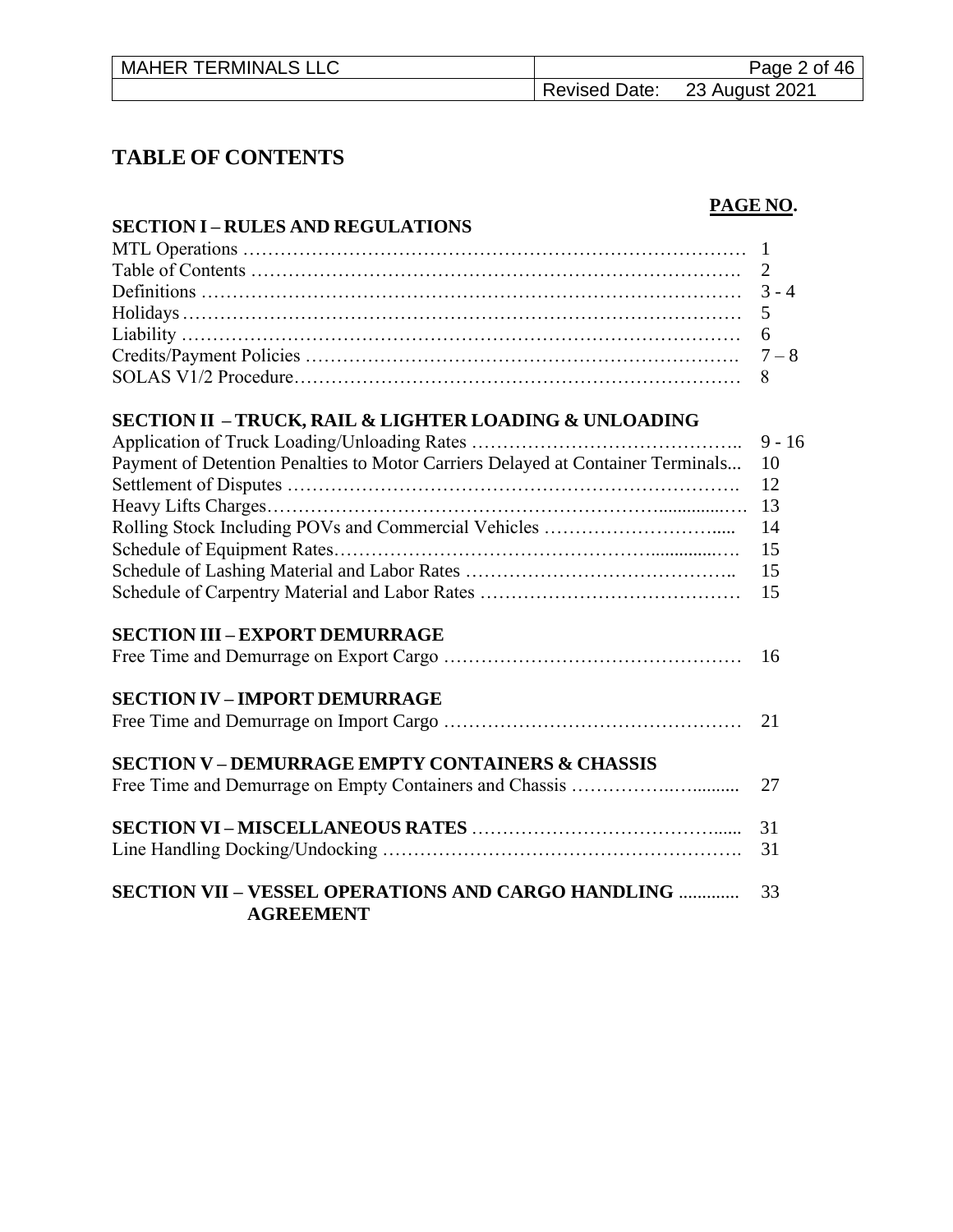# TABLE OF CONTENTS

| | PAGE NO. |
|---|---|
| **SECTION I – RULES AND REGULATIONS** | |
| MTL Operations | 1 |
| Table of Contents | 2 |
| Definitions | 3 - 4 |
| Holidays | 5 |
| Liability | 6 |
| Credits/Payment Policies | 7 – 8 |
| SOLAS V1/2 Procedure | 8 |
| **SECTION II – TRUCK, RAIL & LIGHTER LOADING & UNLOADING** | |
| Application of Truck Loading/Unloading Rates | 9 - 16 |
| Payment of Detention Penalties to Motor Carriers Delayed at Container Terminals | 10 |
| Settlement of Disputes | 12 |
| Heavy Lifts Charges | 13 |
| Rolling Stock Including POVs and Commercial Vehicles | 14 |
| Schedule of Equipment Rates | 15 |
| Schedule of Lashing Material and Labor Rates | 15 |
| Schedule of Carpentry Material and Labor Rates | 15 |
| **SECTION III – EXPORT DEMURRAGE** | |
| Free Time and Demurrage on Export Cargo | 16 |
| **SECTION IV – IMPORT DEMURRAGE** | |
| Free Time and Demurrage on Import Cargo | 21 |
| **SECTION V – DEMURRAGE EMPTY CONTAINERS & CHASSIS** | |
| Free Time and Demurrage on Empty Containers and Chassis | 27 |
| **SECTION VI – MISCELLANEOUS RATES** | 31 |
| Line Handling Docking/Undocking | 31 |
| **SECTION VII – VESSEL OPERATIONS AND CARGO HANDLING AGREEMENT** | 33 |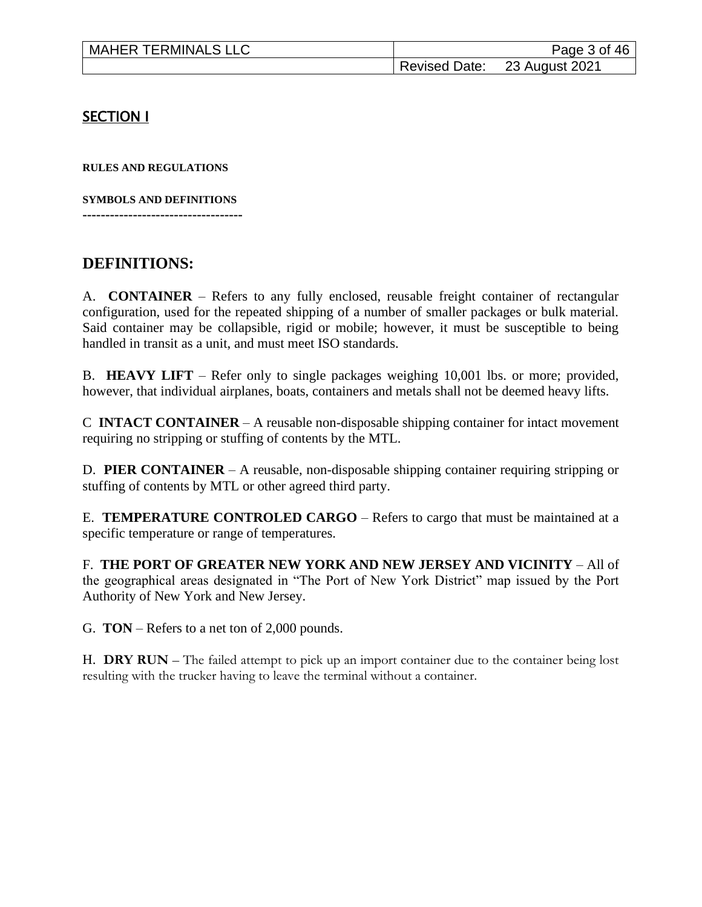## SECTION I

**RULES AND REGULATIONS**

**SYMBOLS AND DEFINITIONS**
-----------------------------------

# DEFINITIONS:

A. **CONTAINER** – Refers to any fully enclosed, reusable freight container of rectangular configuration, used for the repeated shipping of a number of smaller packages or bulk material. Said container may be collapsible, rigid or mobile; however, it must be susceptible to being handled in transit as a unit, and must meet ISO standards.

B. **HEAVY LIFT** – Refer only to single packages weighing 10,001 lbs. or more; provided, however, that individual airplanes, boats, containers and metals shall not be deemed heavy lifts.

C **INTACT CONTAINER** – A reusable non-disposable shipping container for intact movement requiring no stripping or stuffing of contents by the MTL.

D. **PIER CONTAINER** – A reusable, non-disposable shipping container requiring stripping or stuffing of contents by MTL or other agreed third party.

E. **TEMPERATURE CONTROLED CARGO** – Refers to cargo that must be maintained at a specific temperature or range of temperatures.

F. **THE PORT OF GREATER NEW YORK AND NEW JERSEY AND VICINITY** – All of the geographical areas designated in "The Port of New York District" map issued by the Port Authority of New York and New Jersey.

G. **TON** – Refers to a net ton of 2,000 pounds.

H. **DRY RUN** – The failed attempt to pick up an import container due to the container being lost resulting with the trucker having to leave the terminal without a container.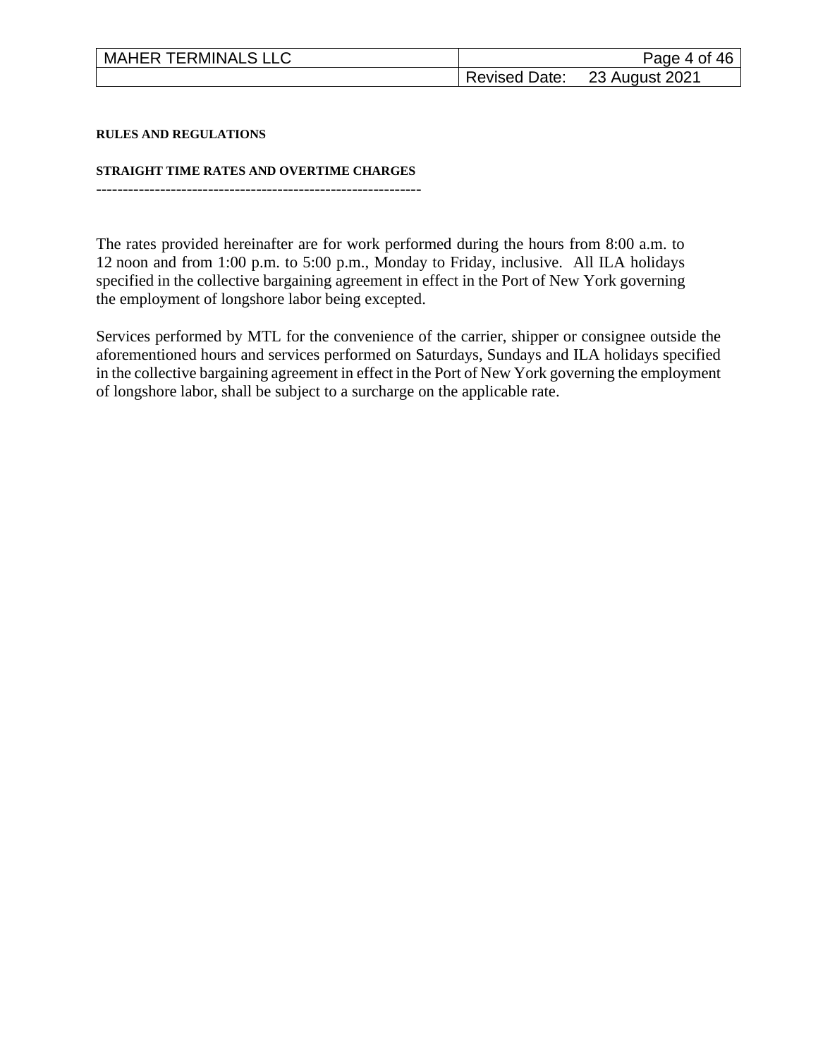**RULES AND REGULATIONS**

**STRAIGHT TIME RATES AND OVERTIME CHARGES**

------------------------------------------------------------

The rates provided hereinafter are for work performed during the hours from 8:00 a.m. to 12 noon and from 1:00 p.m. to 5:00 p.m., Monday to Friday, inclusive. All ILA holidays specified in the collective bargaining agreement in effect in the Port of New York governing the employment of longshore labor being excepted.

Services performed by MTL for the convenience of the carrier, shipper or consignee outside the aforementioned hours and services performed on Saturdays, Sundays and ILA holidays specified in the collective bargaining agreement in effect in the Port of New York governing the employment of longshore labor, shall be subject to a surcharge on the applicable rate.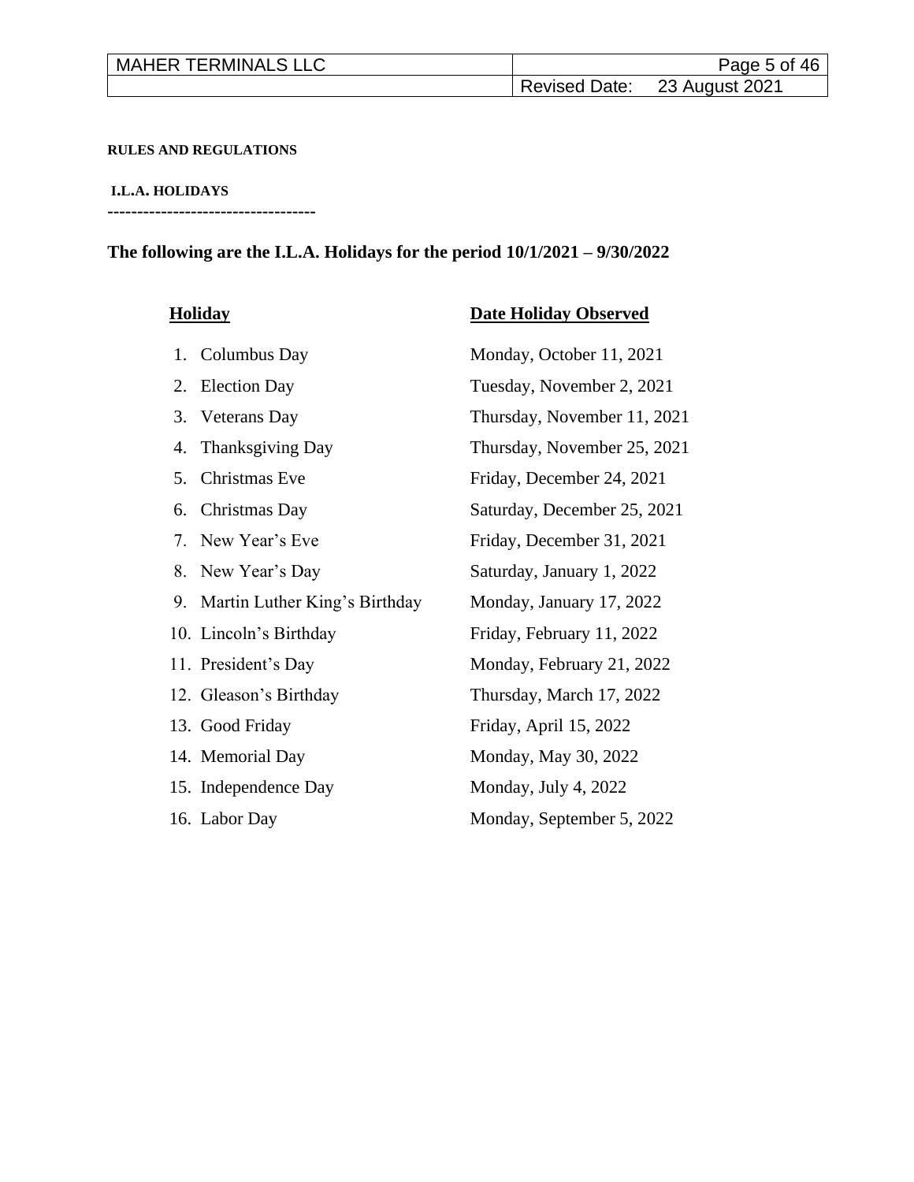**RULES AND REGULATIONS**

**I.L.A. HOLIDAYS**

-----------------------------------

**The following are the I.L.A. Holidays for the period 10/1/2021 – 9/30/2022**

| Holiday | Date Holiday Observed |
| --- | --- |
| 1. Columbus Day | Monday, October 11, 2021 |
| 2. Election Day | Tuesday, November 2, 2021 |
| 3. Veterans Day | Thursday, November 11, 2021 |
| 4. Thanksgiving Day | Thursday, November 25, 2021 |
| 5. Christmas Eve | Friday, December 24, 2021 |
| 6. Christmas Day | Saturday, December 25, 2021 |
| 7. New Year's Eve | Friday, December 31, 2021 |
| 8. New Year's Day | Saturday, January 1, 2022 |
| 9. Martin Luther King's Birthday | Monday, January 17, 2022 |
| 10. Lincoln's Birthday | Friday, February 11, 2022 |
| 11. President's Day | Monday, February 21, 2022 |
| 12. Gleason's Birthday | Thursday, March 17, 2022 |
| 13. Good Friday | Friday, April 15, 2022 |
| 14. Memorial Day | Monday, May 30, 2022 |
| 15. Independence Day | Monday, July 4, 2022 |
| 16. Labor Day | Monday, September 5, 2022 |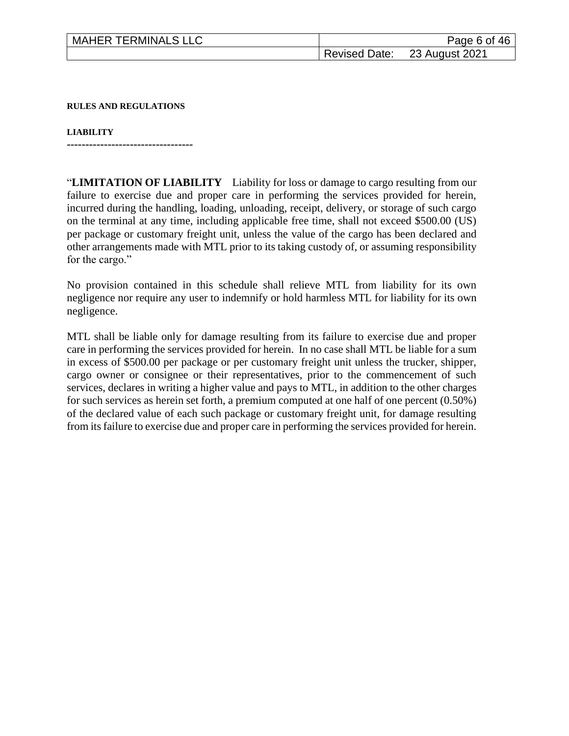**RULES AND REGULATIONS**

**LIABILITY**

----------------------------------

"**LIMITATION OF LIABILITY** Liability for loss or damage to cargo resulting from our failure to exercise due and proper care in performing the services provided for herein, incurred during the handling, loading, unloading, receipt, delivery, or storage of such cargo on the terminal at any time, including applicable free time, shall not exceed $500.00 (US) per package or customary freight unit, unless the value of the cargo has been declared and other arrangements made with MTL prior to its taking custody of, or assuming responsibility for the cargo."

No provision contained in this schedule shall relieve MTL from liability for its own negligence nor require any user to indemnify or hold harmless MTL for liability for its own negligence.

MTL shall be liable only for damage resulting from its failure to exercise due and proper care in performing the services provided for herein. In no case shall MTL be liable for a sum in excess of $500.00 per package or per customary freight unit unless the trucker, shipper, cargo owner or consignee or their representatives, prior to the commencement of such services, declares in writing a higher value and pays to MTL, in addition to the other charges for such services as herein set forth, a premium computed at one half of one percent (0.50%) of the declared value of each such package or customary freight unit, for damage resulting from its failure to exercise due and proper care in performing the services provided for herein.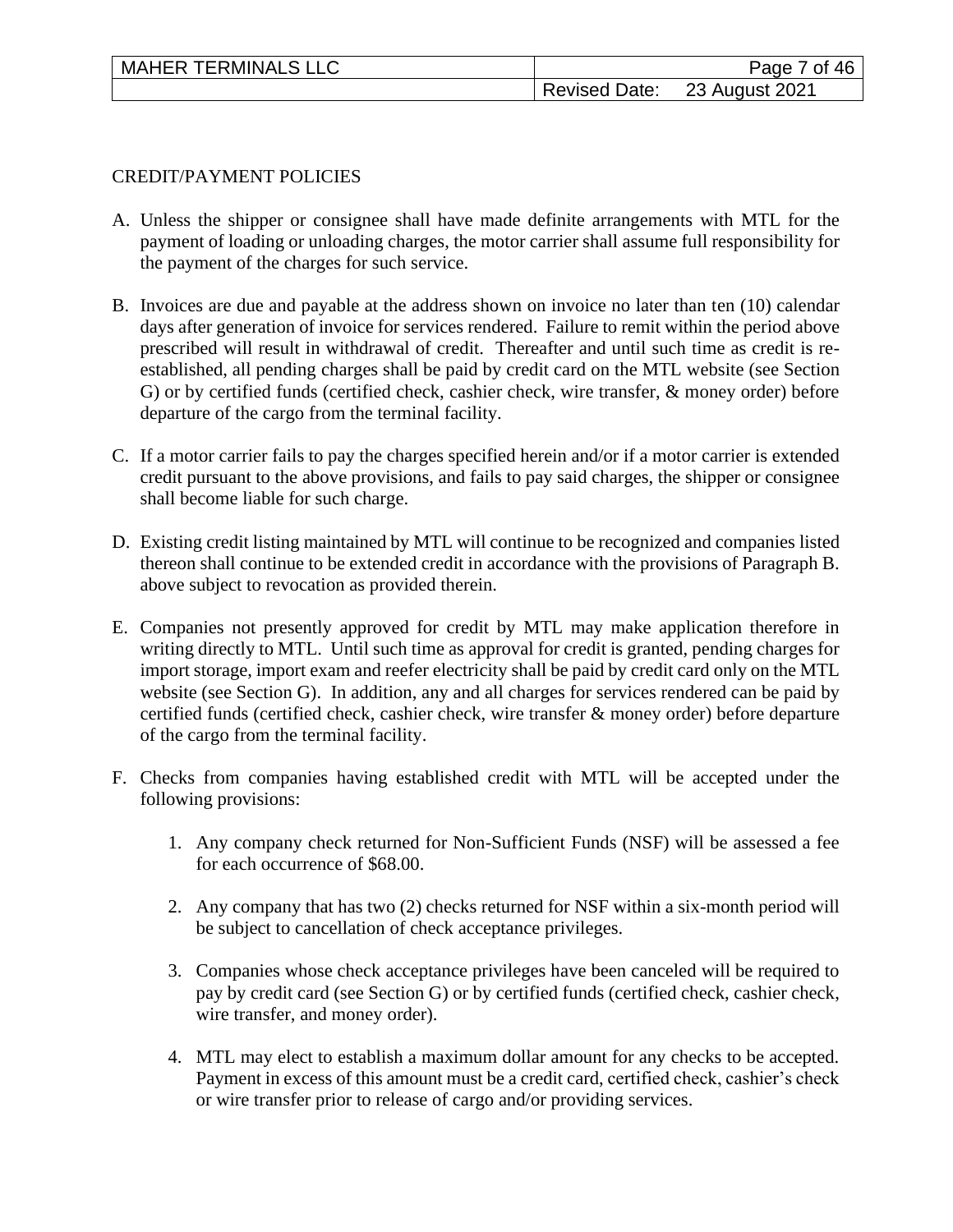## CREDIT/PAYMENT POLICIES

A. Unless the shipper or consignee shall have made definite arrangements with MTL for the payment of loading or unloading charges, the motor carrier shall assume full responsibility for the payment of the charges for such service.

B. Invoices are due and payable at the address shown on invoice no later than ten (10) calendar days after generation of invoice for services rendered. Failure to remit within the period above prescribed will result in withdrawal of credit. Thereafter and until such time as credit is re-established, all pending charges shall be paid by credit card on the MTL website (see Section G) or by certified funds (certified check, cashier check, wire transfer, & money order) before departure of the cargo from the terminal facility.

C. If a motor carrier fails to pay the charges specified herein and/or if a motor carrier is extended credit pursuant to the above provisions, and fails to pay said charges, the shipper or consignee shall become liable for such charge.

D. Existing credit listing maintained by MTL will continue to be recognized and companies listed thereon shall continue to be extended credit in accordance with the provisions of Paragraph B. above subject to revocation as provided therein.

E. Companies not presently approved for credit by MTL may make application therefore in writing directly to MTL. Until such time as approval for credit is granted, pending charges for import storage, import exam and reefer electricity shall be paid by credit card only on the MTL website (see Section G). In addition, any and all charges for services rendered can be paid by certified funds (certified check, cashier check, wire transfer & money order) before departure of the cargo from the terminal facility.

F. Checks from companies having established credit with MTL will be accepted under the following provisions:

    1. Any company check returned for Non-Sufficient Funds (NSF) will be assessed a fee for each occurrence of $68.00.

    2. Any company that has two (2) checks returned for NSF within a six-month period will be subject to cancellation of check acceptance privileges.

    3. Companies whose check acceptance privileges have been canceled will be required to pay by credit card (see Section G) or by certified funds (certified check, cashier check, wire transfer, and money order).

    4. MTL may elect to establish a maximum dollar amount for any checks to be accepted. Payment in excess of this amount must be a credit card, certified check, cashier's check or wire transfer prior to release of cargo and/or providing services.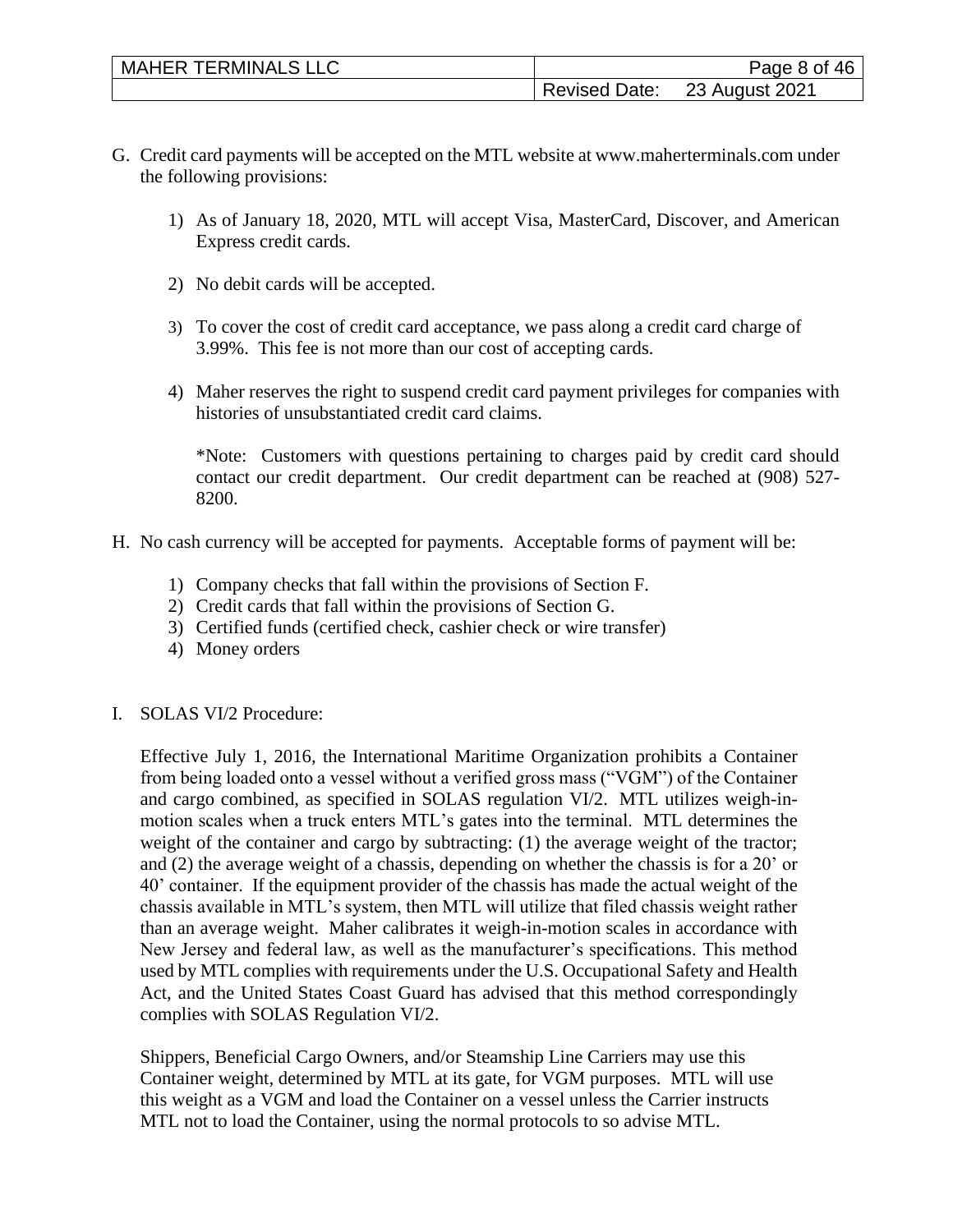G. Credit card payments will be accepted on the MTL website at www.maherterminals.com under the following provisions:

   1) As of January 18, 2020, MTL will accept Visa, MasterCard, Discover, and American Express credit cards.

   2) No debit cards will be accepted.

   3) To cover the cost of credit card acceptance, we pass along a credit card charge of 3.99%. This fee is not more than our cost of accepting cards.

   4) Maher reserves the right to suspend credit card payment privileges for companies with histories of unsubstantiated credit card claims.

   *Note: Customers with questions pertaining to charges paid by credit card should contact our credit department. Our credit department can be reached at (908) 527-8200.

H. No cash currency will be accepted for payments. Acceptable forms of payment will be:

   1) Company checks that fall within the provisions of Section F.
   2) Credit cards that fall within the provisions of Section G.
   3) Certified funds (certified check, cashier check or wire transfer)
   4) Money orders

I. SOLAS VI/2 Procedure:

Effective July 1, 2016, the International Maritime Organization prohibits a Container from being loaded onto a vessel without a verified gross mass ("VGM") of the Container and cargo combined, as specified in SOLAS regulation VI/2. MTL utilizes weigh-in-motion scales when a truck enters MTL's gates into the terminal. MTL determines the weight of the container and cargo by subtracting: (1) the average weight of the tractor; and (2) the average weight of a chassis, depending on whether the chassis is for a 20' or 40' container. If the equipment provider of the chassis has made the actual weight of the chassis available in MTL's system, then MTL will utilize that filed chassis weight rather than an average weight. Maher calibrates it weigh-in-motion scales in accordance with New Jersey and federal law, as well as the manufacturer's specifications. This method used by MTL complies with requirements under the U.S. Occupational Safety and Health Act, and the United States Coast Guard has advised that this method correspondingly complies with SOLAS Regulation VI/2.

Shippers, Beneficial Cargo Owners, and/or Steamship Line Carriers may use this Container weight, determined by MTL at its gate, for VGM purposes. MTL will use this weight as a VGM and load the Container on a vessel unless the Carrier instructs MTL not to load the Container, using the normal protocols to so advise MTL.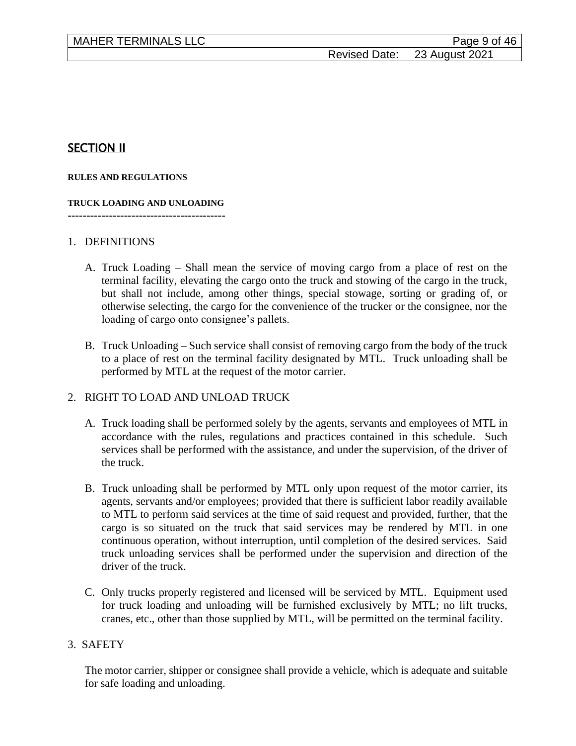## SECTION II

**RULES AND REGULATIONS**

**TRUCK LOADING AND UNLOADING**

------------------------------------------

1. DEFINITIONS

   A. Truck Loading – Shall mean the service of moving cargo from a place of rest on the terminal facility, elevating the cargo onto the truck and stowing of the cargo in the truck, but shall not include, among other things, special stowage, sorting or grading of, or otherwise selecting, the cargo for the convenience of the trucker or the consignee, nor the loading of cargo onto consignee's pallets.

   B. Truck Unloading – Such service shall consist of removing cargo from the body of the truck to a place of rest on the terminal facility designated by MTL. Truck unloading shall be performed by MTL at the request of the motor carrier.

2. RIGHT TO LOAD AND UNLOAD TRUCK

   A. Truck loading shall be performed solely by the agents, servants and employees of MTL in accordance with the rules, regulations and practices contained in this schedule. Such services shall be performed with the assistance, and under the supervision, of the driver of the truck.

   B. Truck unloading shall be performed by MTL only upon request of the motor carrier, its agents, servants and/or employees; provided that there is sufficient labor readily available to MTL to perform said services at the time of said request and provided, further, that the cargo is so situated on the truck that said services may be rendered by MTL in one continuous operation, without interruption, until completion of the desired services. Said truck unloading services shall be performed under the supervision and direction of the driver of the truck.

   C. Only trucks properly registered and licensed will be serviced by MTL. Equipment used for truck loading and unloading will be furnished exclusively by MTL; no lift trucks, cranes, etc., other than those supplied by MTL, will be permitted on the terminal facility.

3. SAFETY

   The motor carrier, shipper or consignee shall provide a vehicle, which is adequate and suitable for safe loading and unloading.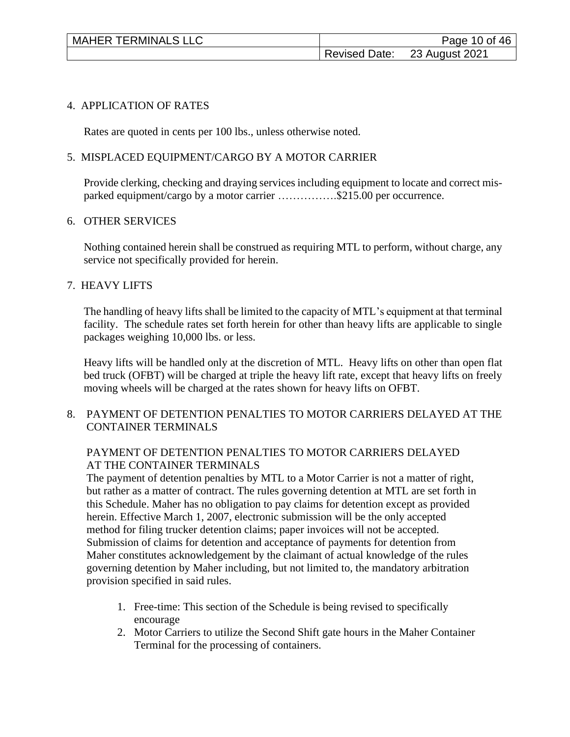## 4. APPLICATION OF RATES

Rates are quoted in cents per 100 lbs., unless otherwise noted.

## 5. MISPLACED EQUIPMENT/CARGO BY A MOTOR CARRIER

Provide clerking, checking and draying services including equipment to locate and correct mis-parked equipment/cargo by a motor carrier …………….$215.00 per occurrence.

## 6. OTHER SERVICES

Nothing contained herein shall be construed as requiring MTL to perform, without charge, any service not specifically provided for herein.

## 7. HEAVY LIFTS

The handling of heavy lifts shall be limited to the capacity of MTL's equipment at that terminal facility. The schedule rates set forth herein for other than heavy lifts are applicable to single packages weighing 10,000 lbs. or less.

Heavy lifts will be handled only at the discretion of MTL. Heavy lifts on other than open flat bed truck (OFBT) will be charged at triple the heavy lift rate, except that heavy lifts on freely moving wheels will be charged at the rates shown for heavy lifts on OFBT.

## 8. PAYMENT OF DETENTION PENALTIES TO MOTOR CARRIERS DELAYED AT THE CONTAINER TERMINALS

PAYMENT OF DETENTION PENALTIES TO MOTOR CARRIERS DELAYED AT THE CONTAINER TERMINALS

The payment of detention penalties by MTL to a Motor Carrier is not a matter of right, but rather as a matter of contract. The rules governing detention at MTL are set forth in this Schedule. Maher has no obligation to pay claims for detention except as provided herein. Effective March 1, 2007, electronic submission will be the only accepted method for filing trucker detention claims; paper invoices will not be accepted. Submission of claims for detention and acceptance of payments for detention from Maher constitutes acknowledgement by the claimant of actual knowledge of the rules governing detention by Maher including, but not limited to, the mandatory arbitration provision specified in said rules.

1. Free-time: This section of the Schedule is being revised to specifically encourage
2. Motor Carriers to utilize the Second Shift gate hours in the Maher Container Terminal for the processing of containers.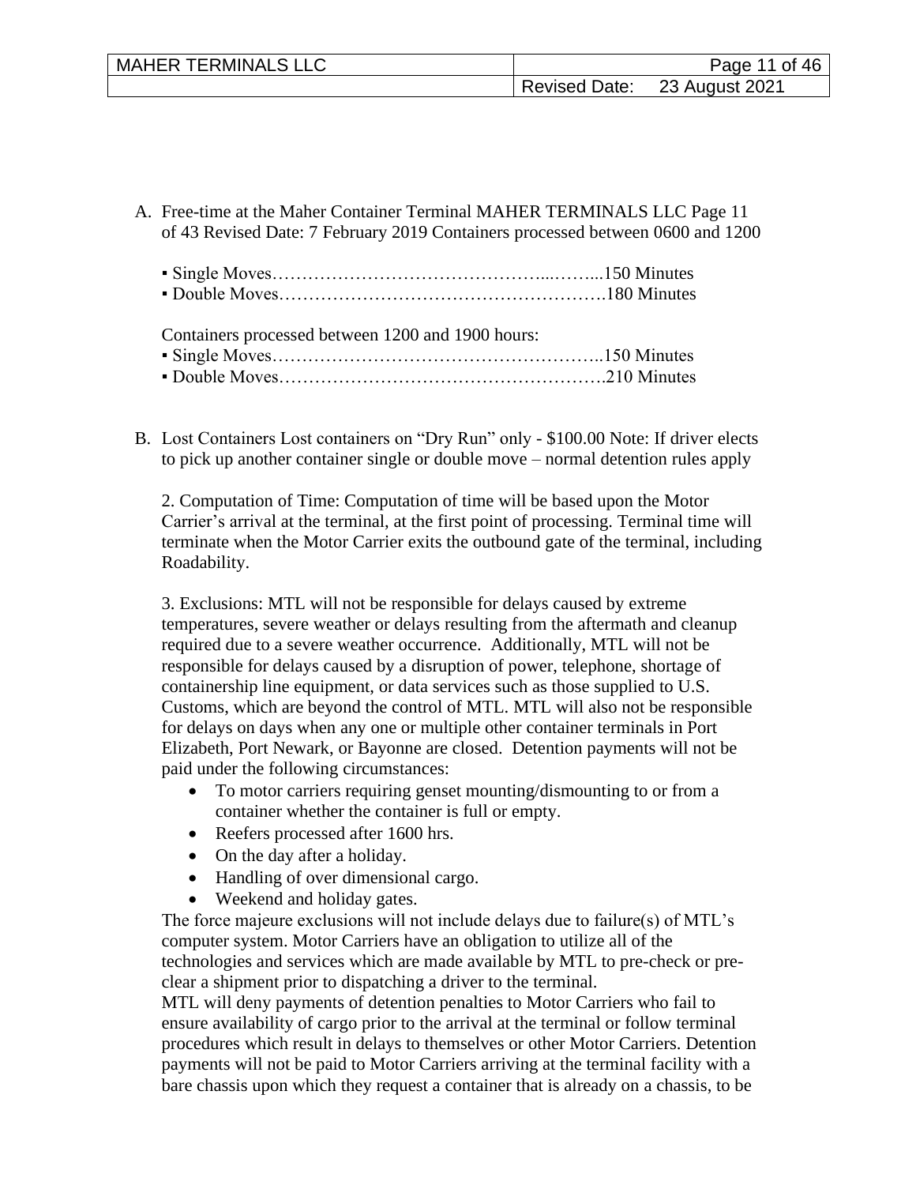A. Free-time at the Maher Container Terminal MAHER TERMINALS LLC Page 11 of 43 Revised Date: 7 February 2019 Containers processed between 0600 and 1200

   ▪ Single Moves……………………………………...……...150 Minutes
   ▪ Double Moves……………………………………………….180 Minutes

   Containers processed between 1200 and 1900 hours:
   ▪ Single Moves……………………………………………...150 Minutes
   ▪ Double Moves……………………………………………….210 Minutes

B. Lost Containers Lost containers on "Dry Run" only - $100.00 Note: If driver elects to pick up another container single or double move – normal detention rules apply

   2. Computation of Time: Computation of time will be based upon the Motor Carrier's arrival at the terminal, at the first point of processing. Terminal time will terminate when the Motor Carrier exits the outbound gate of the terminal, including Roadability.

   3. Exclusions: MTL will not be responsible for delays caused by extreme temperatures, severe weather or delays resulting from the aftermath and cleanup required due to a severe weather occurrence. Additionally, MTL will not be responsible for delays caused by a disruption of power, telephone, shortage of containership line equipment, or data services such as those supplied to U.S. Customs, which are beyond the control of MTL. MTL will also not be responsible for delays on days when any one or multiple other container terminals in Port Elizabeth, Port Newark, or Bayonne are closed. Detention payments will not be paid under the following circumstances:

   - To motor carriers requiring genset mounting/dismounting to or from a container whether the container is full or empty.
   - Reefers processed after 1600 hrs.
   - On the day after a holiday.
   - Handling of over dimensional cargo.
   - Weekend and holiday gates.

   The force majeure exclusions will not include delays due to failure(s) of MTL's computer system. Motor Carriers have an obligation to utilize all of the technologies and services which are made available by MTL to pre-check or pre-clear a shipment prior to dispatching a driver to the terminal.
   MTL will deny payments of detention penalties to Motor Carriers who fail to ensure availability of cargo prior to the arrival at the terminal or follow terminal procedures which result in delays to themselves or other Motor Carriers. Detention payments will not be paid to Motor Carriers arriving at the terminal facility with a bare chassis upon which they request a container that is already on a chassis, to be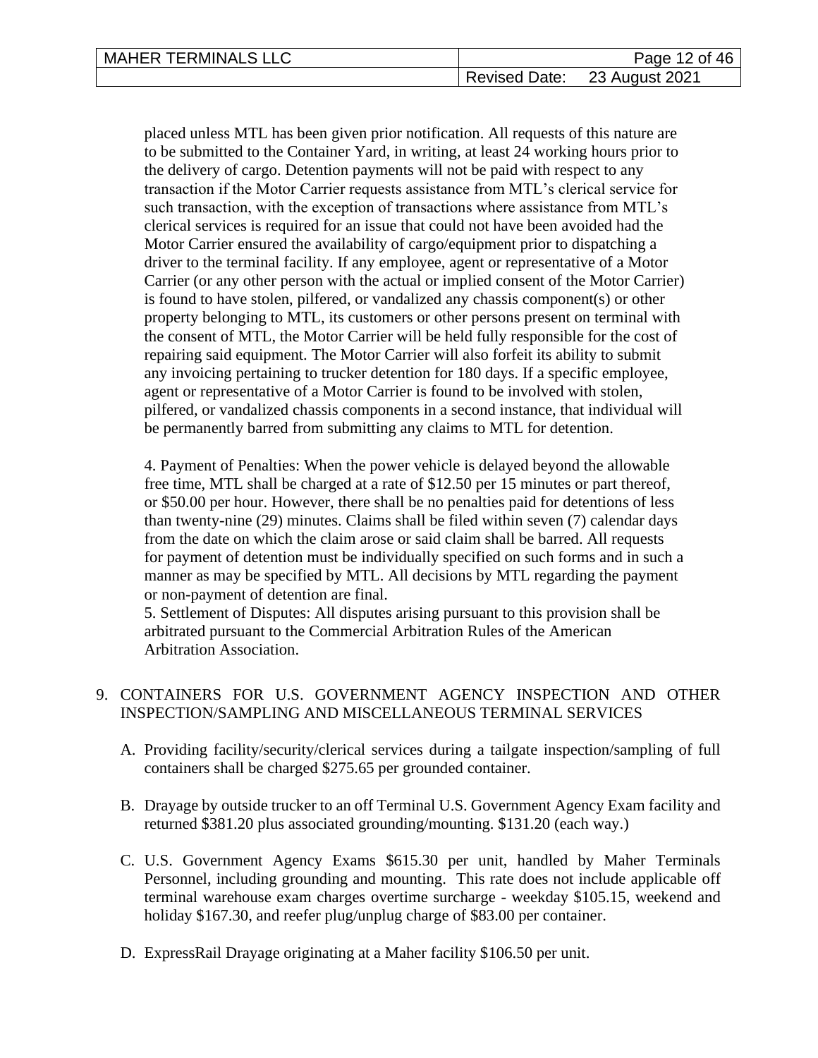placed unless MTL has been given prior notification. All requests of this nature are to be submitted to the Container Yard, in writing, at least 24 working hours prior to the delivery of cargo. Detention payments will not be paid with respect to any transaction if the Motor Carrier requests assistance from MTL's clerical service for such transaction, with the exception of transactions where assistance from MTL's clerical services is required for an issue that could not have been avoided had the Motor Carrier ensured the availability of cargo/equipment prior to dispatching a driver to the terminal facility. If any employee, agent or representative of a Motor Carrier (or any other person with the actual or implied consent of the Motor Carrier) is found to have stolen, pilfered, or vandalized any chassis component(s) or other property belonging to MTL, its customers or other persons present on terminal with the consent of MTL, the Motor Carrier will be held fully responsible for the cost of repairing said equipment. The Motor Carrier will also forfeit its ability to submit any invoicing pertaining to trucker detention for 180 days. If a specific employee, agent or representative of a Motor Carrier is found to be involved with stolen, pilfered, or vandalized chassis components in a second instance, that individual will be permanently barred from submitting any claims to MTL for detention.

4. Payment of Penalties: When the power vehicle is delayed beyond the allowable free time, MTL shall be charged at a rate of $12.50 per 15 minutes or part thereof, or $50.00 per hour. However, there shall be no penalties paid for detentions of less than twenty-nine (29) minutes. Claims shall be filed within seven (7) calendar days from the date on which the claim arose or said claim shall be barred. All requests for payment of detention must be individually specified on such forms and in such a manner as may be specified by MTL. All decisions by MTL regarding the payment or non-payment of detention are final.

5. Settlement of Disputes: All disputes arising pursuant to this provision shall be arbitrated pursuant to the Commercial Arbitration Rules of the American Arbitration Association.

9. CONTAINERS FOR U.S. GOVERNMENT AGENCY INSPECTION AND OTHER INSPECTION/SAMPLING AND MISCELLANEOUS TERMINAL SERVICES

   A. Providing facility/security/clerical services during a tailgate inspection/sampling of full containers shall be charged $275.65 per grounded container.

   B. Drayage by outside trucker to an off Terminal U.S. Government Agency Exam facility and returned $381.20 plus associated grounding/mounting. $131.20 (each way.)

   C. U.S. Government Agency Exams $615.30 per unit, handled by Maher Terminals Personnel, including grounding and mounting. This rate does not include applicable off terminal warehouse exam charges overtime surcharge - weekday $105.15, weekend and holiday $167.30, and reefer plug/unplug charge of $83.00 per container.

   D. ExpressRail Drayage originating at a Maher facility $106.50 per unit.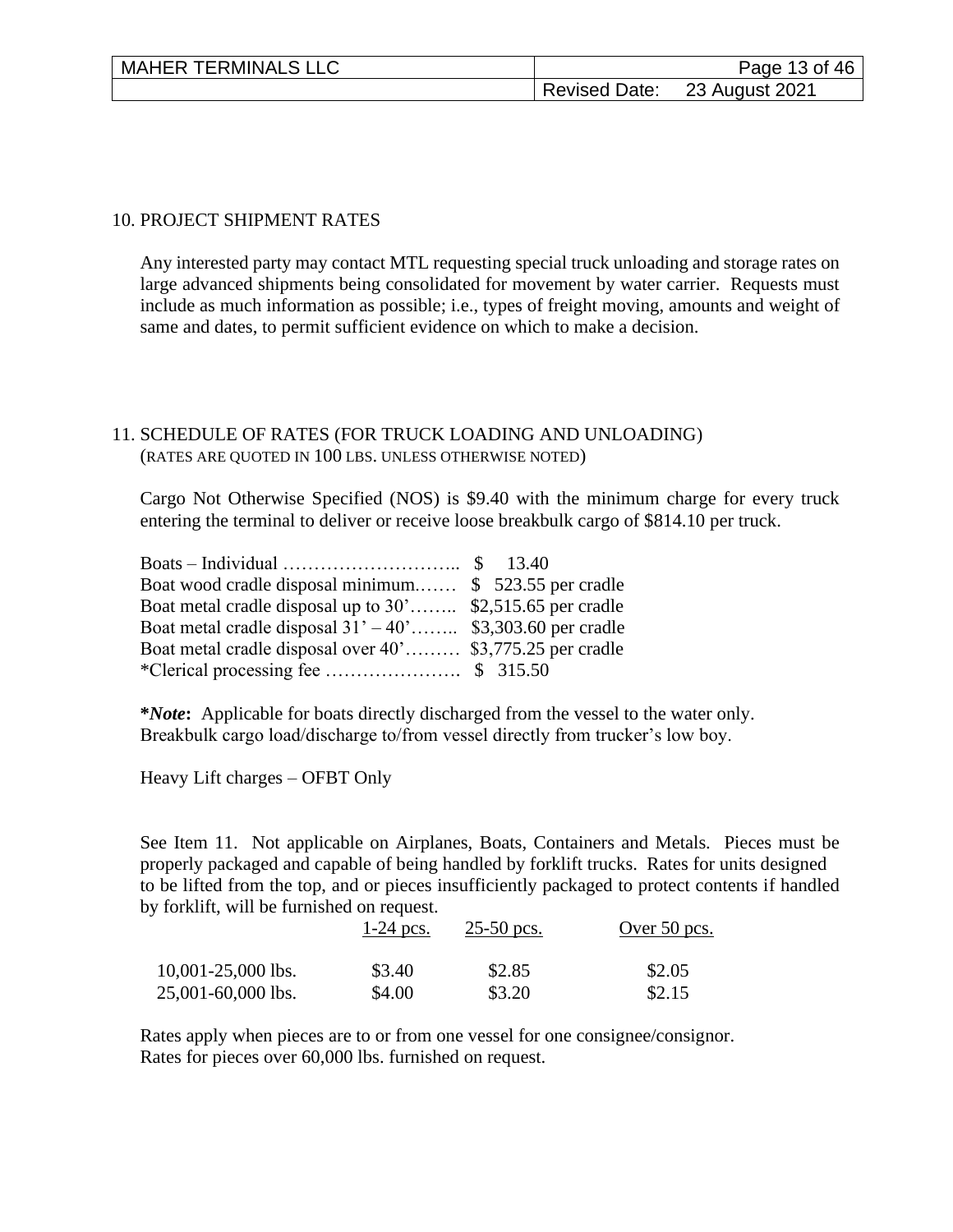## 10. PROJECT SHIPMENT RATES

Any interested party may contact MTL requesting special truck unloading and storage rates on large advanced shipments being consolidated for movement by water carrier. Requests must include as much information as possible; i.e., types of freight moving, amounts and weight of same and dates, to permit sufficient evidence on which to make a decision.

## 11. SCHEDULE OF RATES (FOR TRUCK LOADING AND UNLOADING)

(RATES ARE QUOTED IN 100 LBS. UNLESS OTHERWISE NOTED)

Cargo Not Otherwise Specified (NOS) is $9.40 with the minimum charge for every truck entering the terminal to deliver or receive loose breakbulk cargo of $814.10 per truck.

Boats – Individual ……………………….. $ 13.40
Boat wood cradle disposal minimum.…… $ 523.55 per cradle
Boat metal cradle disposal up to 30'…….. $2,515.65 per cradle
Boat metal cradle disposal 31' – 40'…….. $3,303.60 per cradle
Boat metal cradle disposal over 40'……… $3,775.25 per cradle
*Clerical processing fee …………………. $ 315.50

***Note:** Applicable for boats directly discharged from the vessel to the water only.
Breakbulk cargo load/discharge to/from vessel directly from trucker's low boy.

Heavy Lift charges – OFBT Only

See Item 11. Not applicable on Airplanes, Boats, Containers and Metals. Pieces must be properly packaged and capable of being handled by forklift trucks. Rates for units designed to be lifted from the top, and or pieces insufficiently packaged to protect contents if handled by forklift, will be furnished on request.

| | 1-24 pcs. | 25-50 pcs. | Over 50 pcs. |
|---|---|---|---|
| 10,001-25,000 lbs. | $3.40 | $2.85 | $2.05 |
| 25,001-60,000 lbs. | $4.00 | $3.20 | $2.15 |

Rates apply when pieces are to or from one vessel for one consignee/consignor.
Rates for pieces over 60,000 lbs. furnished on request.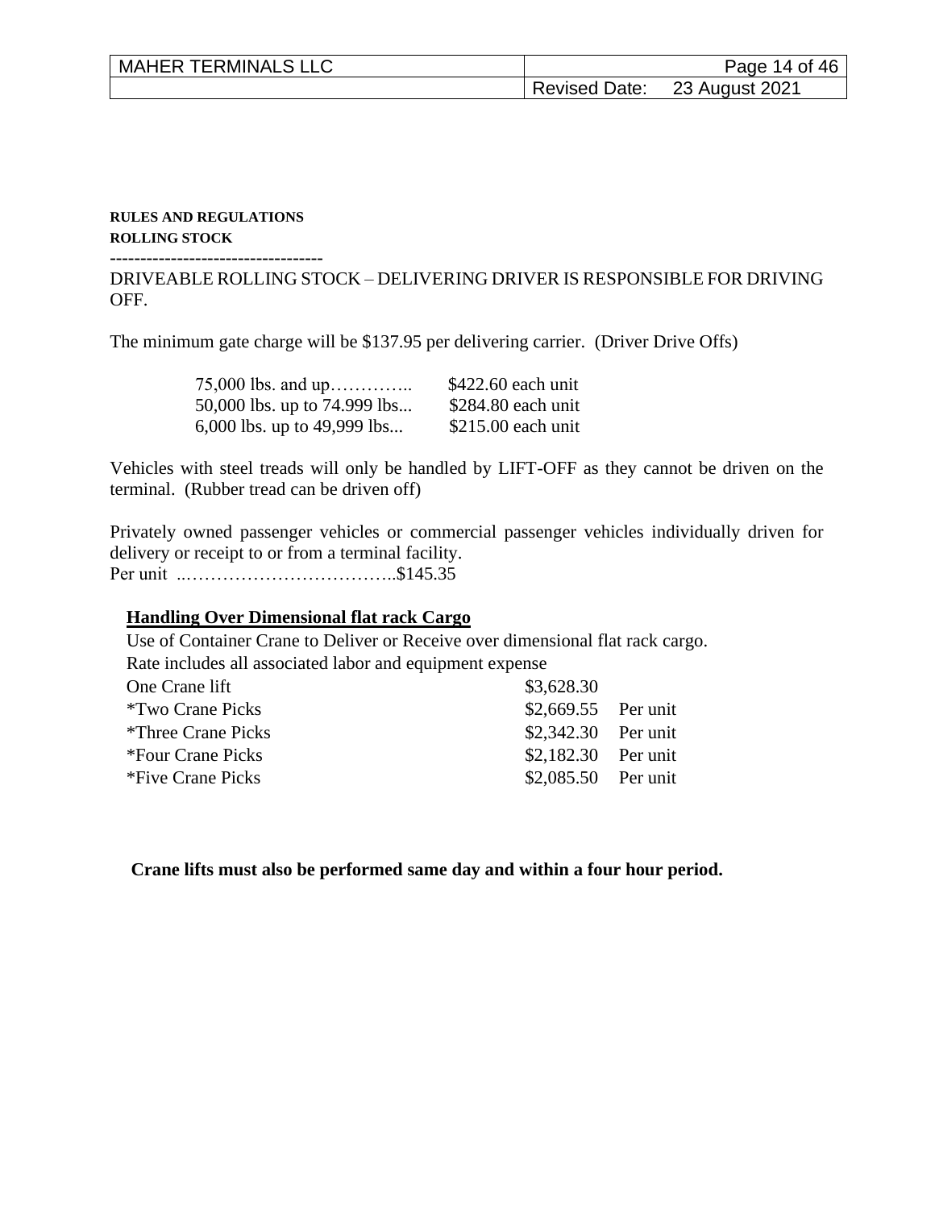**RULES AND REGULATIONS**

**ROLLING STOCK**

**-----------------------------------**

DRIVEABLE ROLLING STOCK – DELIVERING DRIVER IS RESPONSIBLE FOR DRIVING OFF.

The minimum gate charge will be $137.95 per delivering carrier. (Driver Drive Offs)

| | |
|---|---|
| 75,000 lbs. and up………….. | $422.60 each unit |
| 50,000 lbs. up to 74.999 lbs... | $284.80 each unit |
| 6,000 lbs. up to 49,999 lbs... | $215.00 each unit |

Vehicles with steel treads will only be handled by LIFT-OFF as they cannot be driven on the terminal. (Rubber tread can be driven off)

Privately owned passenger vehicles or commercial passenger vehicles individually driven for delivery or receipt to or from a terminal facility.
Per unit ..……………………………..$145.35

**Handling Over Dimensional flat rack Cargo**

Use of Container Crane to Deliver or Receive over dimensional flat rack cargo.
Rate includes all associated labor and equipment expense

| | | |
|---|---|---|
| One Crane lift | $3,628.30 | |
| *Two Crane Picks | $2,669.55 | Per unit |
| *Three Crane Picks | $2,342.30 | Per unit |
| *Four Crane Picks | $2,182.30 | Per unit |
| *Five Crane Picks | $2,085.50 | Per unit |

**Crane lifts must also be performed same day and within a four hour period.**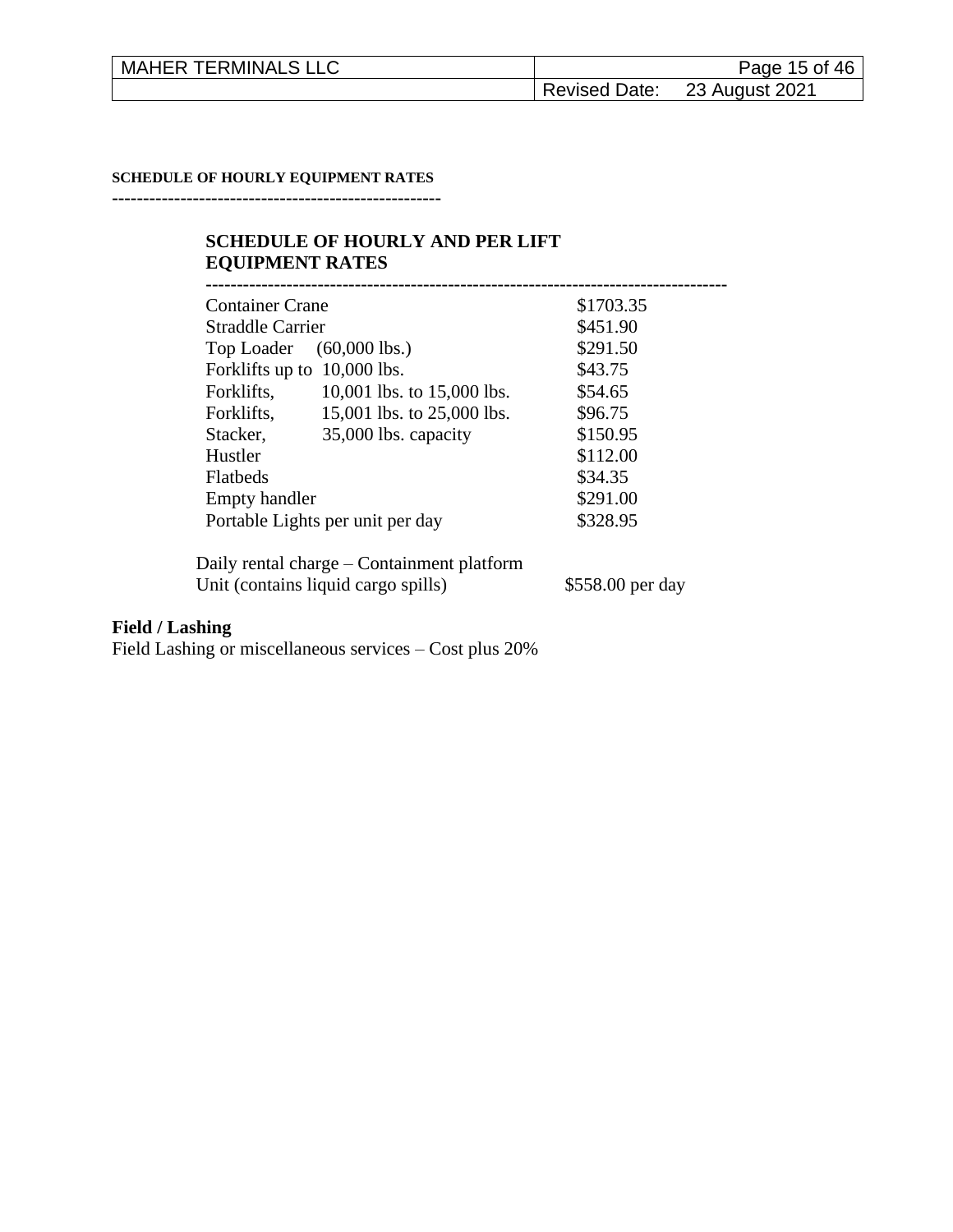**SCHEDULE OF HOURLY EQUIPMENT RATES**

----------------------------------------------------

## SCHEDULE OF HOURLY AND PER LIFT EQUIPMENT RATES

| Equipment | Rate |
|---|---|
| Container Crane | $1703.35 |
| Straddle Carrier | $451.90 |
| Top Loader (60,000 lbs.) | $291.50 |
| Forklifts up to 10,000 lbs. | $43.75 |
| Forklifts, 10,001 lbs. to 15,000 lbs. | $54.65 |
| Forklifts, 15,001 lbs. to 25,000 lbs. | $96.75 |
| Stacker, 35,000 lbs. capacity | $150.95 |
| Hustler | $112.00 |
| Flatbeds | $34.35 |
| Empty handler | $291.00 |
| Portable Lights per unit per day | $328.95 |

Daily rental charge – Containment platform Unit (contains liquid cargo spills) — $558.00 per day

**Field / Lashing**

Field Lashing or miscellaneous services – Cost plus 20%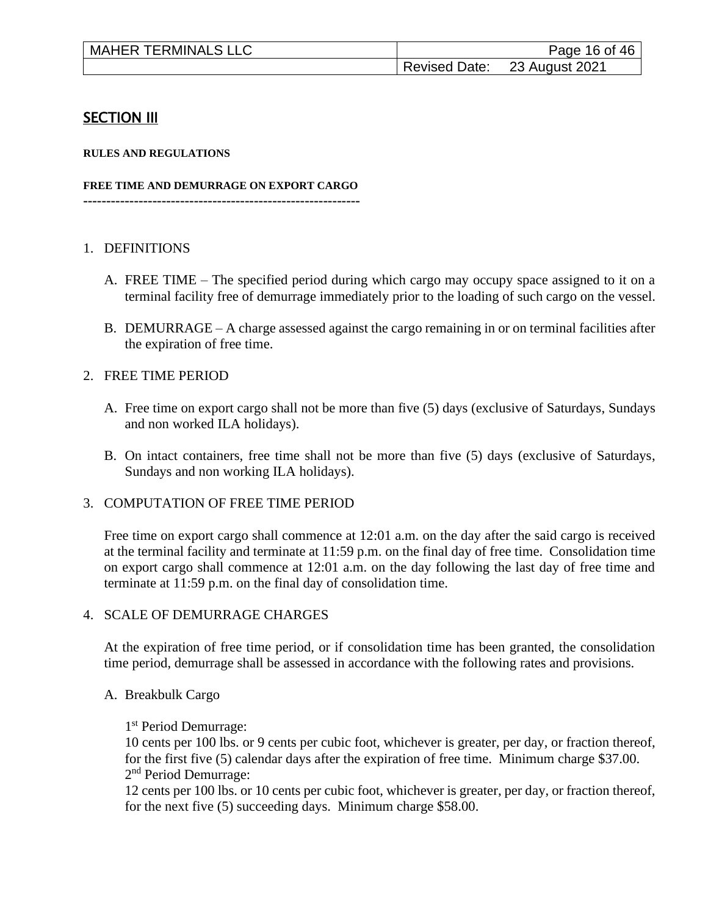## SECTION III

**RULES AND REGULATIONS**

**FREE TIME AND DEMURRAGE ON EXPORT CARGO**

-----------------------------------------------------------

1. DEFINITIONS

   A. FREE TIME – The specified period during which cargo may occupy space assigned to it on a terminal facility free of demurrage immediately prior to the loading of such cargo on the vessel.

   B. DEMURRAGE – A charge assessed against the cargo remaining in or on terminal facilities after the expiration of free time.

2. FREE TIME PERIOD

   A. Free time on export cargo shall not be more than five (5) days (exclusive of Saturdays, Sundays and non worked ILA holidays).

   B. On intact containers, free time shall not be more than five (5) days (exclusive of Saturdays, Sundays and non working ILA holidays).

3. COMPUTATION OF FREE TIME PERIOD

   Free time on export cargo shall commence at 12:01 a.m. on the day after the said cargo is received at the terminal facility and terminate at 11:59 p.m. on the final day of free time. Consolidation time on export cargo shall commence at 12:01 a.m. on the day following the last day of free time and terminate at 11:59 p.m. on the final day of consolidation time.

4. SCALE OF DEMURRAGE CHARGES

   At the expiration of free time period, or if consolidation time has been granted, the consolidation time period, demurrage shall be assessed in accordance with the following rates and provisions.

   A. Breakbulk Cargo

      1st Period Demurrage:
      10 cents per 100 lbs. or 9 cents per cubic foot, whichever is greater, per day, or fraction thereof, for the first five (5) calendar days after the expiration of free time. Minimum charge $37.00.
      2nd Period Demurrage:
      12 cents per 100 lbs. or 10 cents per cubic foot, whichever is greater, per day, or fraction thereof, for the next five (5) succeeding days. Minimum charge $58.00.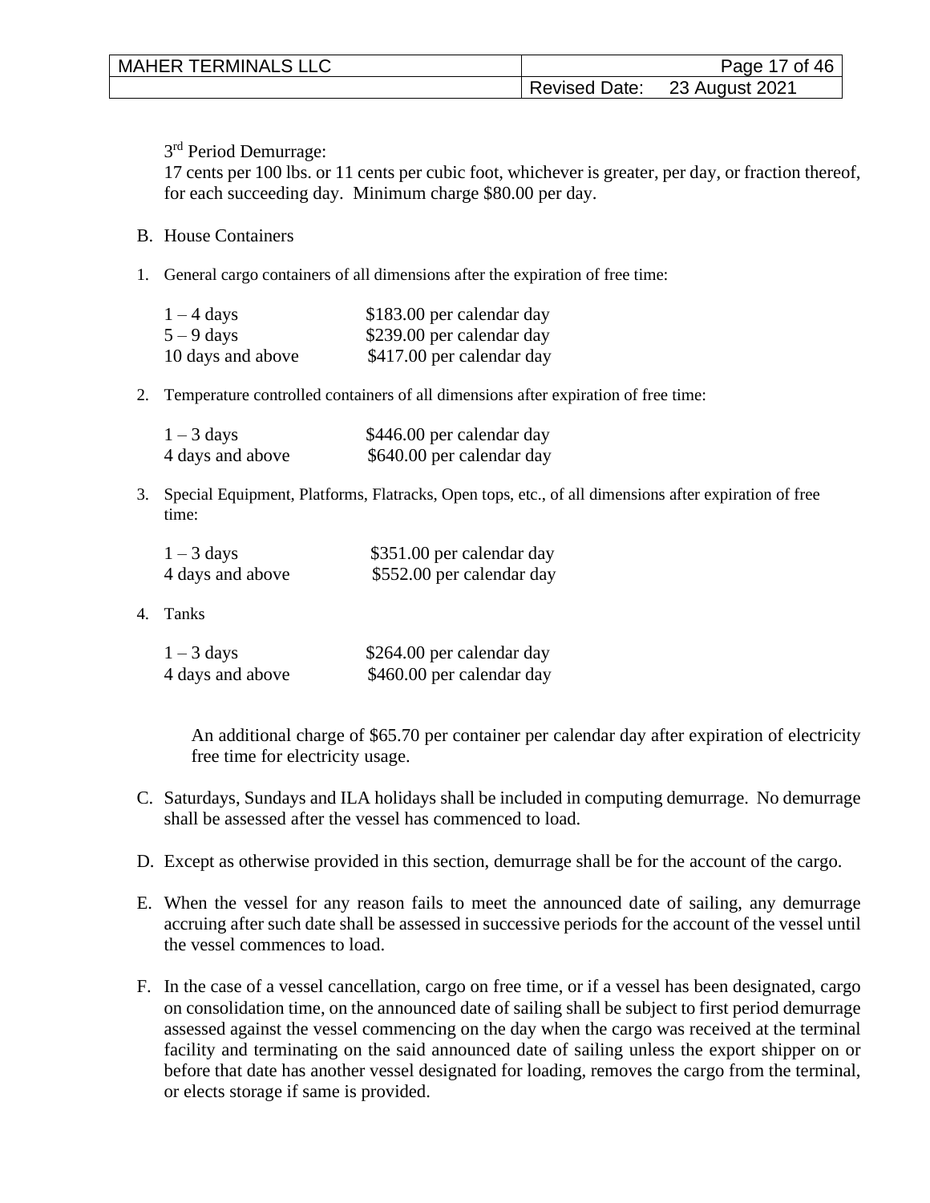3rd Period Demurrage:

17 cents per 100 lbs. or 11 cents per cubic foot, whichever is greater, per day, or fraction thereof, for each succeeding day. Minimum charge $80.00 per day.

B. House Containers

1. General cargo containers of all dimensions after the expiration of free time:

| | |
|---|---|
| 1 – 4 days | $183.00 per calendar day |
| 5 – 9 days | $239.00 per calendar day |
| 10 days and above | $417.00 per calendar day |

2. Temperature controlled containers of all dimensions after expiration of free time:

| | |
|---|---|
| 1 – 3 days | $446.00 per calendar day |
| 4 days and above | $640.00 per calendar day |

3. Special Equipment, Platforms, Flatracks, Open tops, etc., of all dimensions after expiration of free time:

| | |
|---|---|
| 1 – 3 days | $351.00 per calendar day |
| 4 days and above | $552.00 per calendar day |

4. Tanks

| | |
|---|---|
| 1 – 3 days | $264.00 per calendar day |
| 4 days and above | $460.00 per calendar day |

An additional charge of $65.70 per container per calendar day after expiration of electricity free time for electricity usage.

C. Saturdays, Sundays and ILA holidays shall be included in computing demurrage. No demurrage shall be assessed after the vessel has commenced to load.

D. Except as otherwise provided in this section, demurrage shall be for the account of the cargo.

E. When the vessel for any reason fails to meet the announced date of sailing, any demurrage accruing after such date shall be assessed in successive periods for the account of the vessel until the vessel commences to load.

F. In the case of a vessel cancellation, cargo on free time, or if a vessel has been designated, cargo on consolidation time, on the announced date of sailing shall be subject to first period demurrage assessed against the vessel commencing on the day when the cargo was received at the terminal facility and terminating on the said announced date of sailing unless the export shipper on or before that date has another vessel designated for loading, removes the cargo from the terminal, or elects storage if same is provided.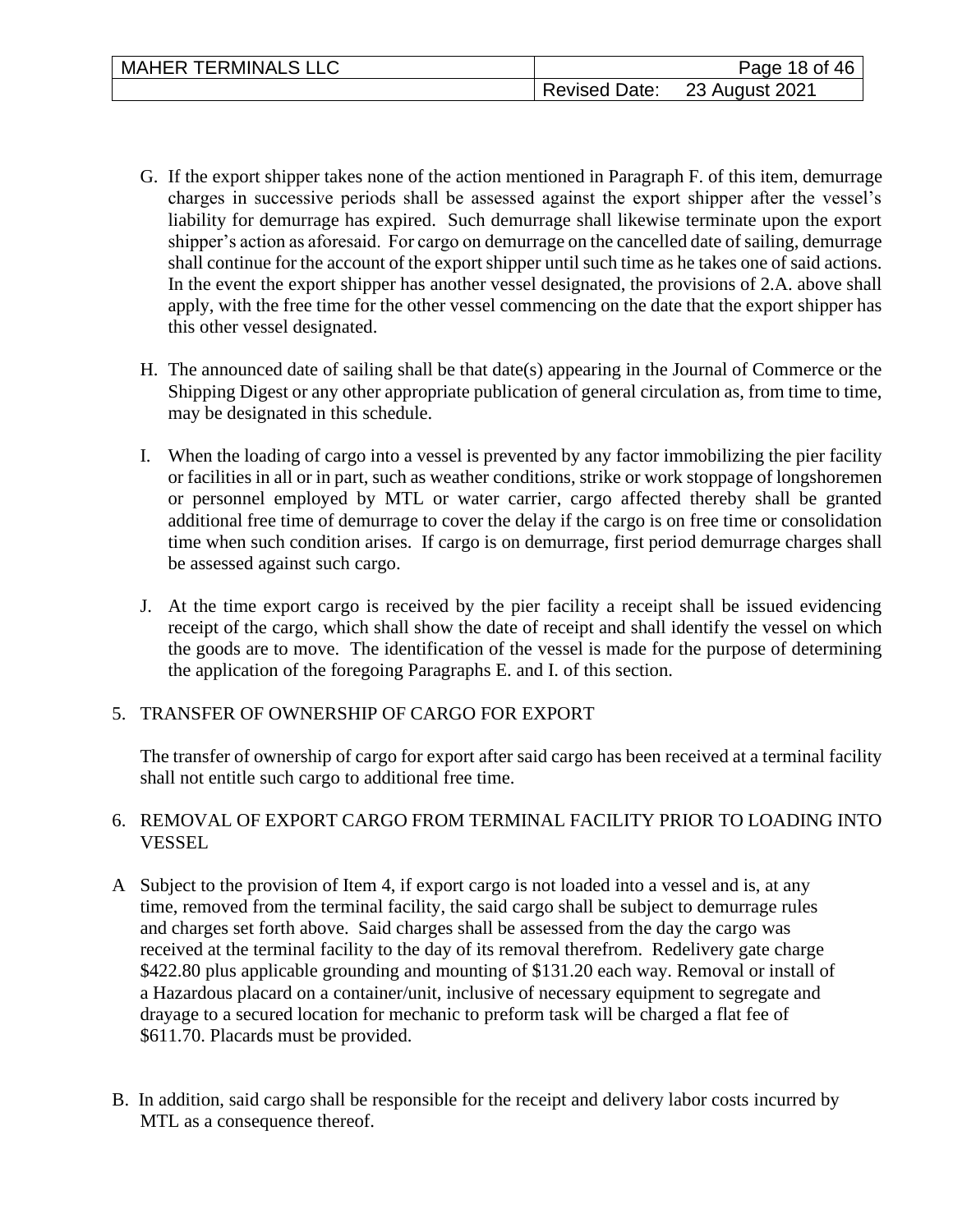G. If the export shipper takes none of the action mentioned in Paragraph F. of this item, demurrage charges in successive periods shall be assessed against the export shipper after the vessel's liability for demurrage has expired. Such demurrage shall likewise terminate upon the export shipper's action as aforesaid. For cargo on demurrage on the cancelled date of sailing, demurrage shall continue for the account of the export shipper until such time as he takes one of said actions. In the event the export shipper has another vessel designated, the provisions of 2.A. above shall apply, with the free time for the other vessel commencing on the date that the export shipper has this other vessel designated.

H. The announced date of sailing shall be that date(s) appearing in the Journal of Commerce or the Shipping Digest or any other appropriate publication of general circulation as, from time to time, may be designated in this schedule.

I. When the loading of cargo into a vessel is prevented by any factor immobilizing the pier facility or facilities in all or in part, such as weather conditions, strike or work stoppage of longshoremen or personnel employed by MTL or water carrier, cargo affected thereby shall be granted additional free time of demurrage to cover the delay if the cargo is on free time or consolidation time when such condition arises. If cargo is on demurrage, first period demurrage charges shall be assessed against such cargo.

J. At the time export cargo is received by the pier facility a receipt shall be issued evidencing receipt of the cargo, which shall show the date of receipt and shall identify the vessel on which the goods are to move. The identification of the vessel is made for the purpose of determining the application of the foregoing Paragraphs E. and I. of this section.

5. TRANSFER OF OWNERSHIP OF CARGO FOR EXPORT

The transfer of ownership of cargo for export after said cargo has been received at a terminal facility shall not entitle such cargo to additional free time.

6. REMOVAL OF EXPORT CARGO FROM TERMINAL FACILITY PRIOR TO LOADING INTO VESSEL

A Subject to the provision of Item 4, if export cargo is not loaded into a vessel and is, at any time, removed from the terminal facility, the said cargo shall be subject to demurrage rules and charges set forth above. Said charges shall be assessed from the day the cargo was received at the terminal facility to the day of its removal therefrom. Redelivery gate charge $422.80 plus applicable grounding and mounting of $131.20 each way. Removal or install of a Hazardous placard on a container/unit, inclusive of necessary equipment to segregate and drayage to a secured location for mechanic to preform task will be charged a flat fee of $611.70. Placards must be provided.

B. In addition, said cargo shall be responsible for the receipt and delivery labor costs incurred by MTL as a consequence thereof.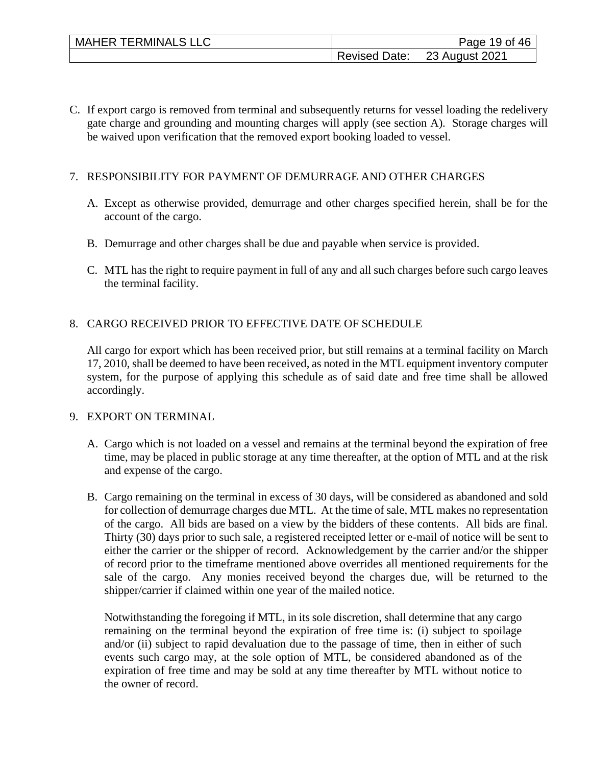C. If export cargo is removed from terminal and subsequently returns for vessel loading the redelivery gate charge and grounding and mounting charges will apply (see section A). Storage charges will be waived upon verification that the removed export booking loaded to vessel.

7. RESPONSIBILITY FOR PAYMENT OF DEMURRAGE AND OTHER CHARGES

   A. Except as otherwise provided, demurrage and other charges specified herein, shall be for the account of the cargo.

   B. Demurrage and other charges shall be due and payable when service is provided.

   C. MTL has the right to require payment in full of any and all such charges before such cargo leaves the terminal facility.

8. CARGO RECEIVED PRIOR TO EFFECTIVE DATE OF SCHEDULE

   All cargo for export which has been received prior, but still remains at a terminal facility on March 17, 2010, shall be deemed to have been received, as noted in the MTL equipment inventory computer system, for the purpose of applying this schedule as of said date and free time shall be allowed accordingly.

9. EXPORT ON TERMINAL

   A. Cargo which is not loaded on a vessel and remains at the terminal beyond the expiration of free time, may be placed in public storage at any time thereafter, at the option of MTL and at the risk and expense of the cargo.

   B. Cargo remaining on the terminal in excess of 30 days, will be considered as abandoned and sold for collection of demurrage charges due MTL. At the time of sale, MTL makes no representation of the cargo. All bids are based on a view by the bidders of these contents. All bids are final. Thirty (30) days prior to such sale, a registered receipted letter or e-mail of notice will be sent to either the carrier or the shipper of record. Acknowledgement by the carrier and/or the shipper of record prior to the timeframe mentioned above overrides all mentioned requirements for the sale of the cargo. Any monies received beyond the charges due, will be returned to the shipper/carrier if claimed within one year of the mailed notice.

      Notwithstanding the foregoing if MTL, in its sole discretion, shall determine that any cargo remaining on the terminal beyond the expiration of free time is: (i) subject to spoilage and/or (ii) subject to rapid devaluation due to the passage of time, then in either of such events such cargo may, at the sole option of MTL, be considered abandoned as of the expiration of free time and may be sold at any time thereafter by MTL without notice to the owner of record.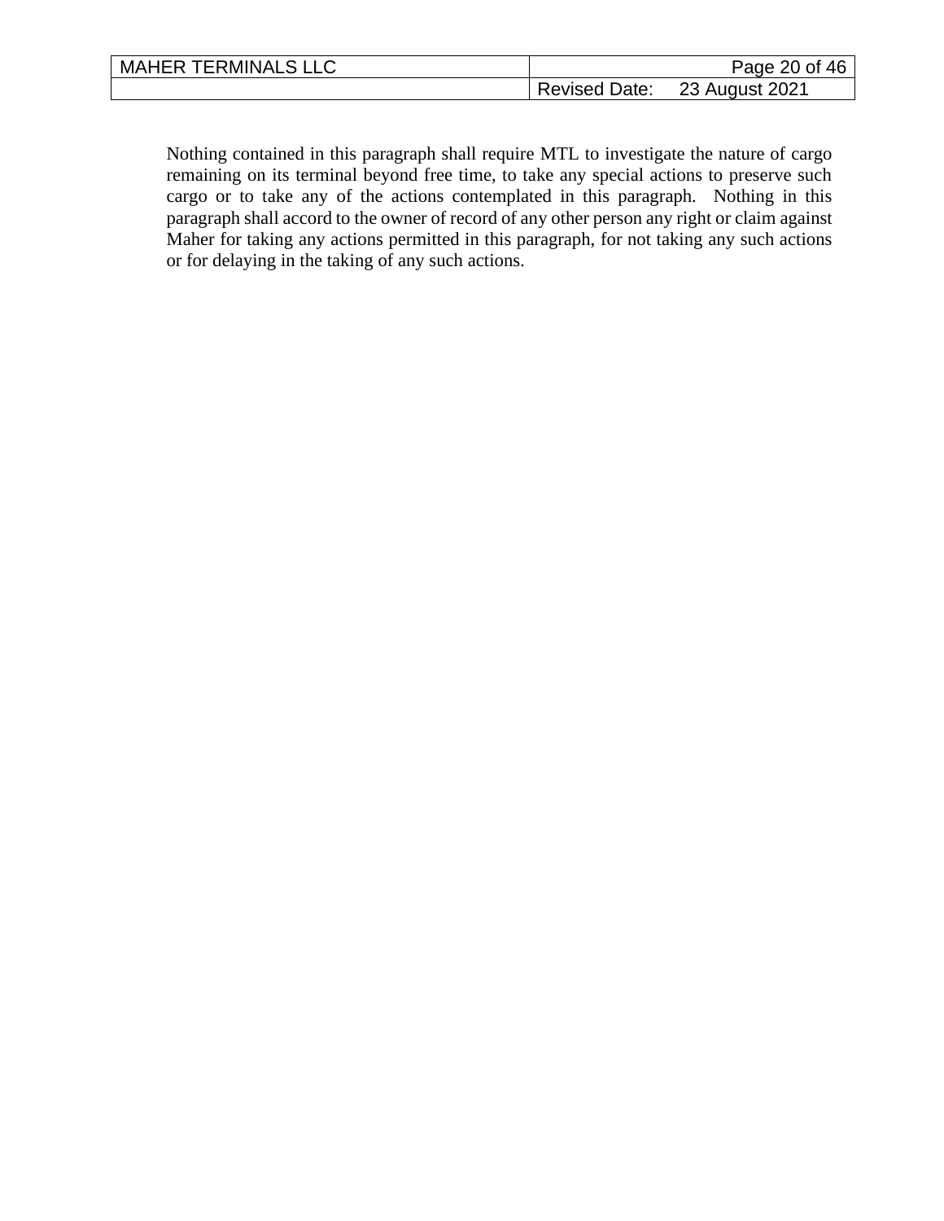Nothing contained in this paragraph shall require MTL to investigate the nature of cargo remaining on its terminal beyond free time, to take any special actions to preserve such cargo or to take any of the actions contemplated in this paragraph. Nothing in this paragraph shall accord to the owner of record of any other person any right or claim against Maher for taking any actions permitted in this paragraph, for not taking any such actions or for delaying in the taking of any such actions.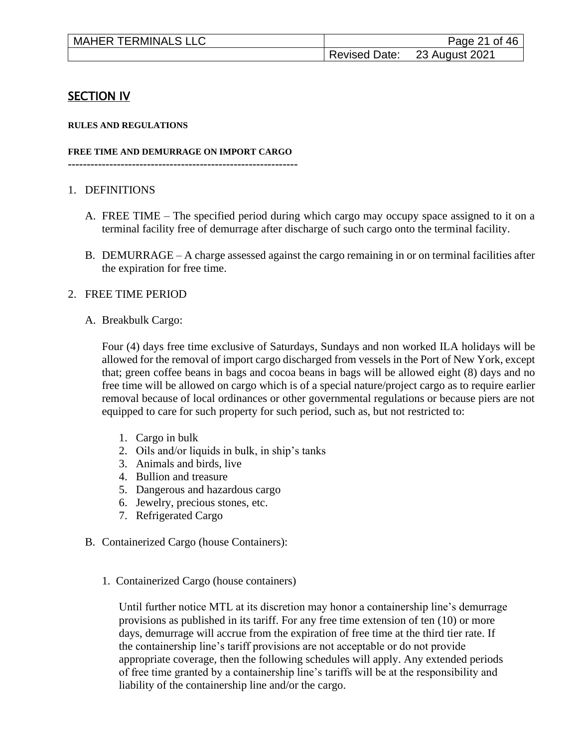## SECTION IV

**RULES AND REGULATIONS**

**FREE TIME AND DEMURRAGE ON IMPORT CARGO**

------------------------------------------------------------

1. DEFINITIONS

   A. FREE TIME – The specified period during which cargo may occupy space assigned to it on a terminal facility free of demurrage after discharge of such cargo onto the terminal facility.

   B. DEMURRAGE – A charge assessed against the cargo remaining in or on terminal facilities after the expiration for free time.

2. FREE TIME PERIOD

   A. Breakbulk Cargo:

      Four (4) days free time exclusive of Saturdays, Sundays and non worked ILA holidays will be allowed for the removal of import cargo discharged from vessels in the Port of New York, except that; green coffee beans in bags and cocoa beans in bags will be allowed eight (8) days and no free time will be allowed on cargo which is of a special nature/project cargo as to require earlier removal because of local ordinances or other governmental regulations or because piers are not equipped to care for such property for such period, such as, but not restricted to:

      1. Cargo in bulk
      2. Oils and/or liquids in bulk, in ship's tanks
      3. Animals and birds, live
      4. Bullion and treasure
      5. Dangerous and hazardous cargo
      6. Jewelry, precious stones, etc.
      7. Refrigerated Cargo

   B. Containerized Cargo (house Containers):

      1. Containerized Cargo (house containers)

         Until further notice MTL at its discretion may honor a containership line's demurrage provisions as published in its tariff. For any free time extension of ten (10) or more days, demurrage will accrue from the expiration of free time at the third tier rate. If the containership line's tariff provisions are not acceptable or do not provide appropriate coverage, then the following schedules will apply. Any extended periods of free time granted by a containership line's tariffs will be at the responsibility and liability of the containership line and/or the cargo.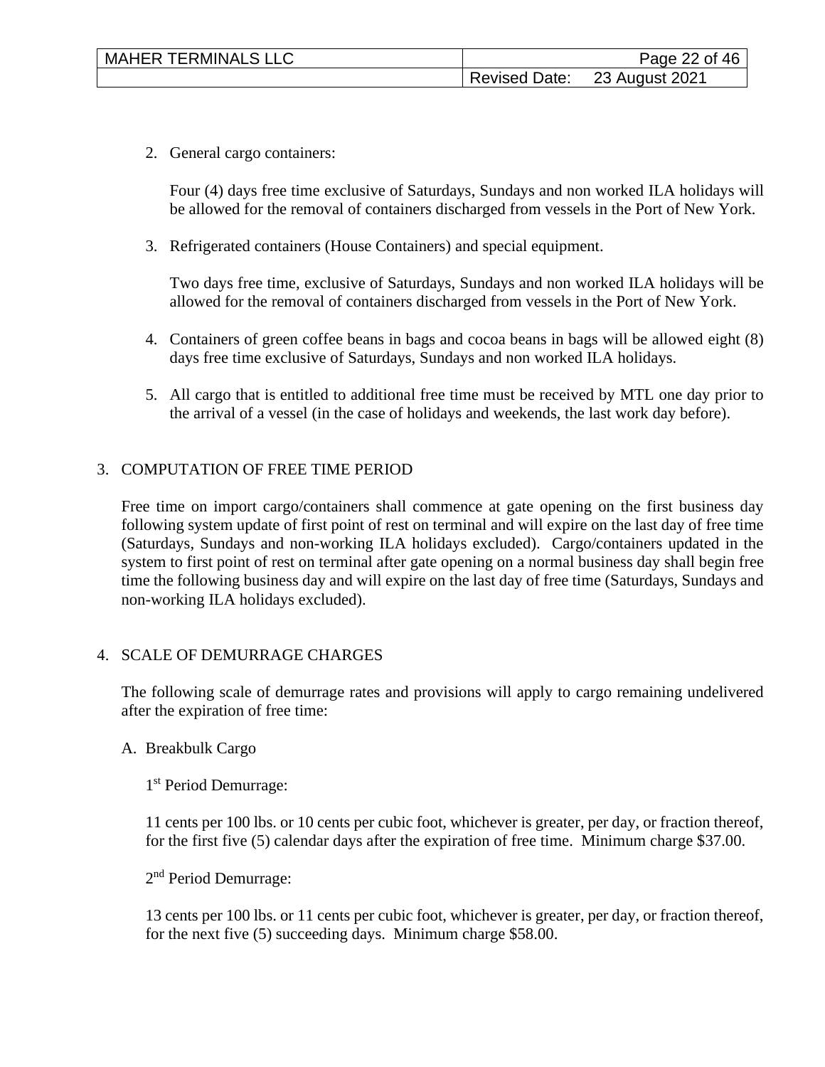2. General cargo containers:

   Four (4) days free time exclusive of Saturdays, Sundays and non worked ILA holidays will be allowed for the removal of containers discharged from vessels in the Port of New York.

3. Refrigerated containers (House Containers) and special equipment.

   Two days free time, exclusive of Saturdays, Sundays and non worked ILA holidays will be allowed for the removal of containers discharged from vessels in the Port of New York.

4. Containers of green coffee beans in bags and cocoa beans in bags will be allowed eight (8) days free time exclusive of Saturdays, Sundays and non worked ILA holidays.

5. All cargo that is entitled to additional free time must be received by MTL one day prior to the arrival of a vessel (in the case of holidays and weekends, the last work day before).

## 3. COMPUTATION OF FREE TIME PERIOD

Free time on import cargo/containers shall commence at gate opening on the first business day following system update of first point of rest on terminal and will expire on the last day of free time (Saturdays, Sundays and non-working ILA holidays excluded). Cargo/containers updated in the system to first point of rest on terminal after gate opening on a normal business day shall begin free time the following business day and will expire on the last day of free time (Saturdays, Sundays and non-working ILA holidays excluded).

## 4. SCALE OF DEMURRAGE CHARGES

The following scale of demurrage rates and provisions will apply to cargo remaining undelivered after the expiration of free time:

### A. Breakbulk Cargo

1st Period Demurrage:

11 cents per 100 lbs. or 10 cents per cubic foot, whichever is greater, per day, or fraction thereof, for the first five (5) calendar days after the expiration of free time. Minimum charge $37.00.

2nd Period Demurrage:

13 cents per 100 lbs. or 11 cents per cubic foot, whichever is greater, per day, or fraction thereof, for the next five (5) succeeding days. Minimum charge $58.00.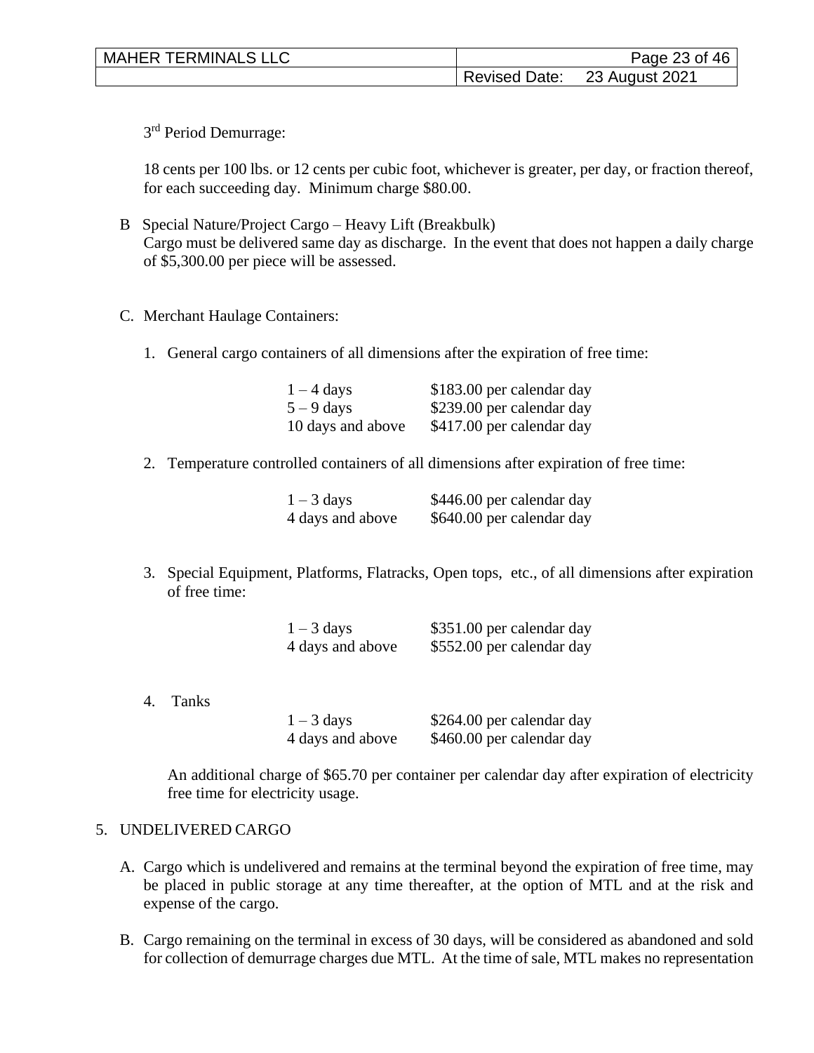3[rd] Period Demurrage:

18 cents per 100 lbs. or 12 cents per cubic foot, whichever is greater, per day, or fraction thereof, for each succeeding day. Minimum charge $80.00.

B Special Nature/Project Cargo – Heavy Lift (Breakbulk)
Cargo must be delivered same day as discharge. In the event that does not happen a daily charge of $5,300.00 per piece will be assessed.

C. Merchant Haulage Containers:

1. General cargo containers of all dimensions after the expiration of free time:

| | |
|---|---|
| 1 – 4 days | $183.00 per calendar day |
| 5 – 9 days | $239.00 per calendar day |
| 10 days and above | $417.00 per calendar day |

2. Temperature controlled containers of all dimensions after expiration of free time:

| | |
|---|---|
| 1 – 3 days | $446.00 per calendar day |
| 4 days and above | $640.00 per calendar day |

3. Special Equipment, Platforms, Flatracks, Open tops, etc., of all dimensions after expiration of free time:

| | |
|---|---|
| 1 – 3 days | $351.00 per calendar day |
| 4 days and above | $552.00 per calendar day |

4. Tanks

| | |
|---|---|
| 1 – 3 days | $264.00 per calendar day |
| 4 days and above | $460.00 per calendar day |

An additional charge of $65.70 per container per calendar day after expiration of electricity free time for electricity usage.

5. UNDELIVERED CARGO

A. Cargo which is undelivered and remains at the terminal beyond the expiration of free time, may be placed in public storage at any time thereafter, at the option of MTL and at the risk and expense of the cargo.

B. Cargo remaining on the terminal in excess of 30 days, will be considered as abandoned and sold for collection of demurrage charges due MTL. At the time of sale, MTL makes no representation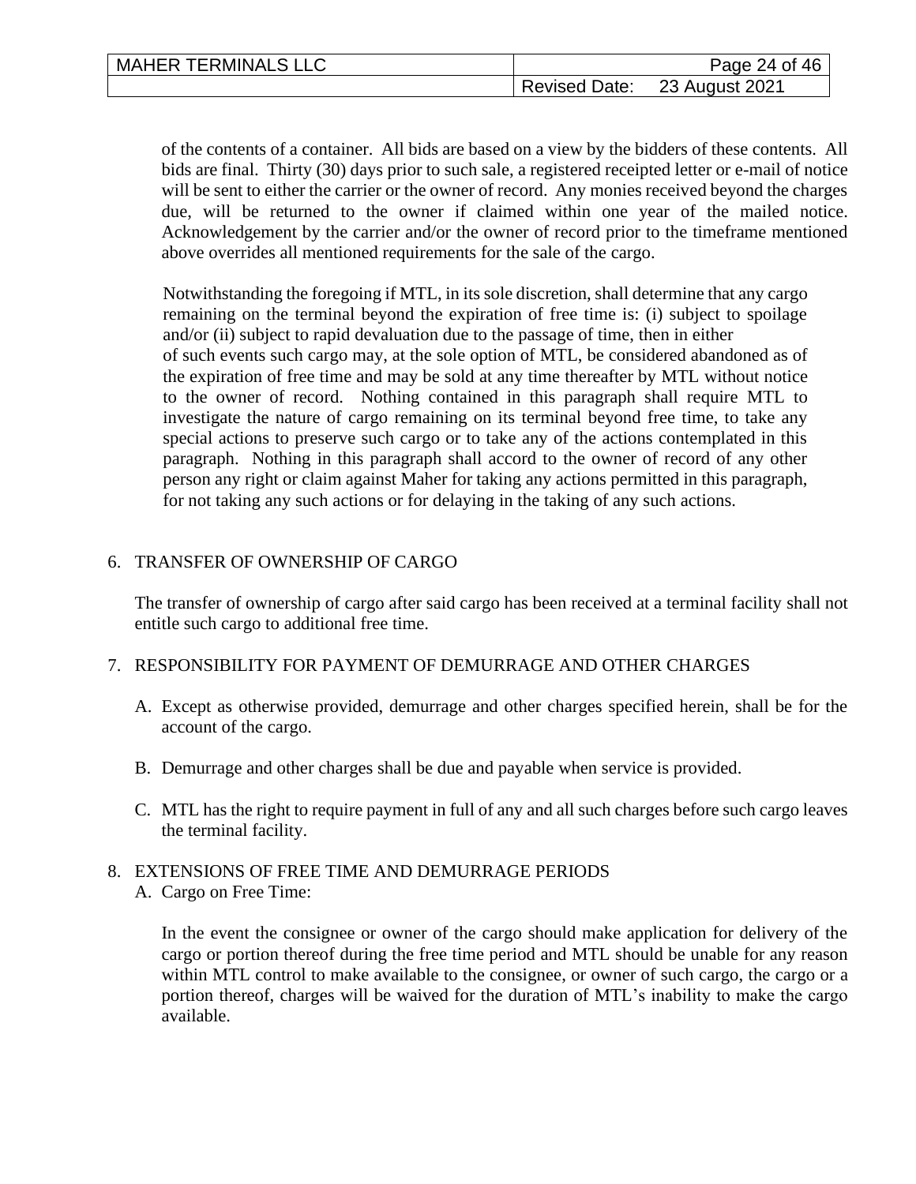of the contents of a container. All bids are based on a view by the bidders of these contents. All bids are final. Thirty (30) days prior to such sale, a registered receipted letter or e-mail of notice will be sent to either the carrier or the owner of record. Any monies received beyond the charges due, will be returned to the owner if claimed within one year of the mailed notice. Acknowledgement by the carrier and/or the owner of record prior to the timeframe mentioned above overrides all mentioned requirements for the sale of the cargo.

Notwithstanding the foregoing if MTL, in its sole discretion, shall determine that any cargo remaining on the terminal beyond the expiration of free time is: (i) subject to spoilage and/or (ii) subject to rapid devaluation due to the passage of time, then in either of such events such cargo may, at the sole option of MTL, be considered abandoned as of the expiration of free time and may be sold at any time thereafter by MTL without notice to the owner of record. Nothing contained in this paragraph shall require MTL to investigate the nature of cargo remaining on its terminal beyond free time, to take any special actions to preserve such cargo or to take any of the actions contemplated in this paragraph. Nothing in this paragraph shall accord to the owner of record of any other person any right or claim against Maher for taking any actions permitted in this paragraph, for not taking any such actions or for delaying in the taking of any such actions.

## 6. TRANSFER OF OWNERSHIP OF CARGO

The transfer of ownership of cargo after said cargo has been received at a terminal facility shall not entitle such cargo to additional free time.

## 7. RESPONSIBILITY FOR PAYMENT OF DEMURRAGE AND OTHER CHARGES

A. Except as otherwise provided, demurrage and other charges specified herein, shall be for the account of the cargo.

B. Demurrage and other charges shall be due and payable when service is provided.

C. MTL has the right to require payment in full of any and all such charges before such cargo leaves the terminal facility.

## 8. EXTENSIONS OF FREE TIME AND DEMURRAGE PERIODS

A. Cargo on Free Time:

In the event the consignee or owner of the cargo should make application for delivery of the cargo or portion thereof during the free time period and MTL should be unable for any reason within MTL control to make available to the consignee, or owner of such cargo, the cargo or a portion thereof, charges will be waived for the duration of MTL's inability to make the cargo available.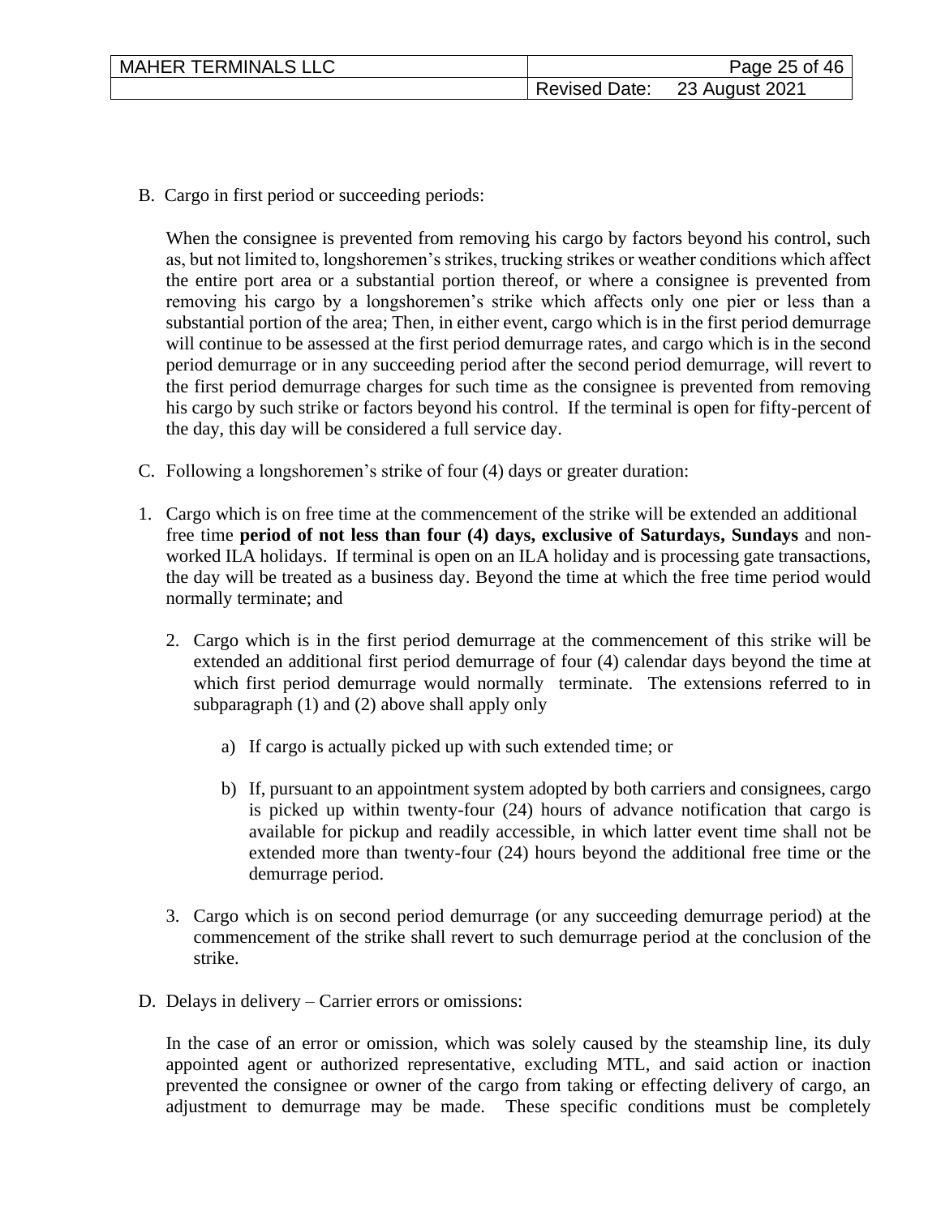B. Cargo in first period or succeeding periods:

When the consignee is prevented from removing his cargo by factors beyond his control, such as, but not limited to, longshoremen's strikes, trucking strikes or weather conditions which affect the entire port area or a substantial portion thereof, or where a consignee is prevented from removing his cargo by a longshoremen's strike which affects only one pier or less than a substantial portion of the area; Then, in either event, cargo which is in the first period demurrage will continue to be assessed at the first period demurrage rates, and cargo which is in the second period demurrage or in any succeeding period after the second period demurrage, will revert to the first period demurrage charges for such time as the consignee is prevented from removing his cargo by such strike or factors beyond his control. If the terminal is open for fifty-percent of the day, this day will be considered a full service day.

C. Following a longshoremen's strike of four (4) days or greater duration:

1. Cargo which is on free time at the commencement of the strike will be extended an additional free time **period of not less than four (4) days, exclusive of Saturdays, Sundays** and non-worked ILA holidays. If terminal is open on an ILA holiday and is processing gate transactions, the day will be treated as a business day. Beyond the time at which the free time period would normally terminate; and

   2. Cargo which is in the first period demurrage at the commencement of this strike will be extended an additional first period demurrage of four (4) calendar days beyond the time at which first period demurrage would normally terminate. The extensions referred to in subparagraph (1) and (2) above shall apply only

      a) If cargo is actually picked up with such extended time; or

      b) If, pursuant to an appointment system adopted by both carriers and consignees, cargo is picked up within twenty-four (24) hours of advance notification that cargo is available for pickup and readily accessible, in which latter event time shall not be extended more than twenty-four (24) hours beyond the additional free time or the demurrage period.

   3. Cargo which is on second period demurrage (or any succeeding demurrage period) at the commencement of the strike shall revert to such demurrage period at the conclusion of the strike.

D. Delays in delivery – Carrier errors or omissions:

In the case of an error or omission, which was solely caused by the steamship line, its duly appointed agent or authorized representative, excluding MTL, and said action or inaction prevented the consignee or owner of the cargo from taking or effecting delivery of cargo, an adjustment to demurrage may be made. These specific conditions must be completely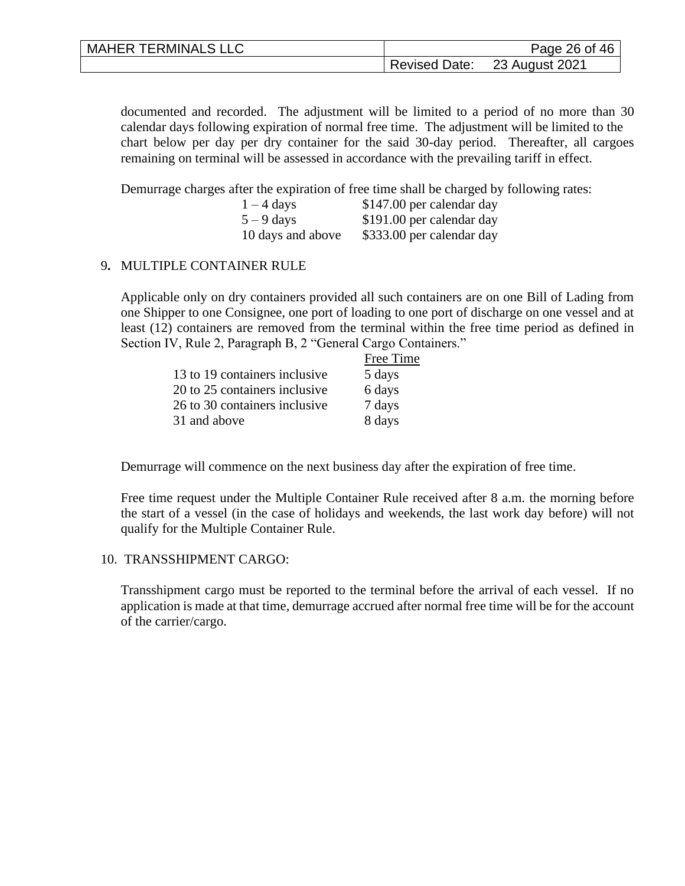documented and recorded. The adjustment will be limited to a period of no more than 30 calendar days following expiration of normal free time. The adjustment will be limited to the chart below per day per dry container for the said 30-day period. Thereafter, all cargoes remaining on terminal will be assessed in accordance with the prevailing tariff in effect.

Demurrage charges after the expiration of free time shall be charged by following rates:

| | |
|---|---|
| 1 – 4 days | $147.00 per calendar day |
| 5 – 9 days | $191.00 per calendar day |
| 10 days and above | $333.00 per calendar day |

## 9. MULTIPLE CONTAINER RULE

Applicable only on dry containers provided all such containers are on one Bill of Lading from one Shipper to one Consignee, one port of loading to one port of discharge on one vessel and at least (12) containers are removed from the terminal within the free time period as defined in Section IV, Rule 2, Paragraph B, 2 "General Cargo Containers."

| | Free Time |
|---|---|
| 13 to 19 containers inclusive | 5 days |
| 20 to 25 containers inclusive | 6 days |
| 26 to 30 containers inclusive | 7 days |
| 31 and above | 8 days |

Demurrage will commence on the next business day after the expiration of free time.

Free time request under the Multiple Container Rule received after 8 a.m. the morning before the start of a vessel (in the case of holidays and weekends, the last work day before) will not qualify for the Multiple Container Rule.

## 10. TRANSSHIPMENT CARGO:

Transshipment cargo must be reported to the terminal before the arrival of each vessel. If no application is made at that time, demurrage accrued after normal free time will be for the account of the carrier/cargo.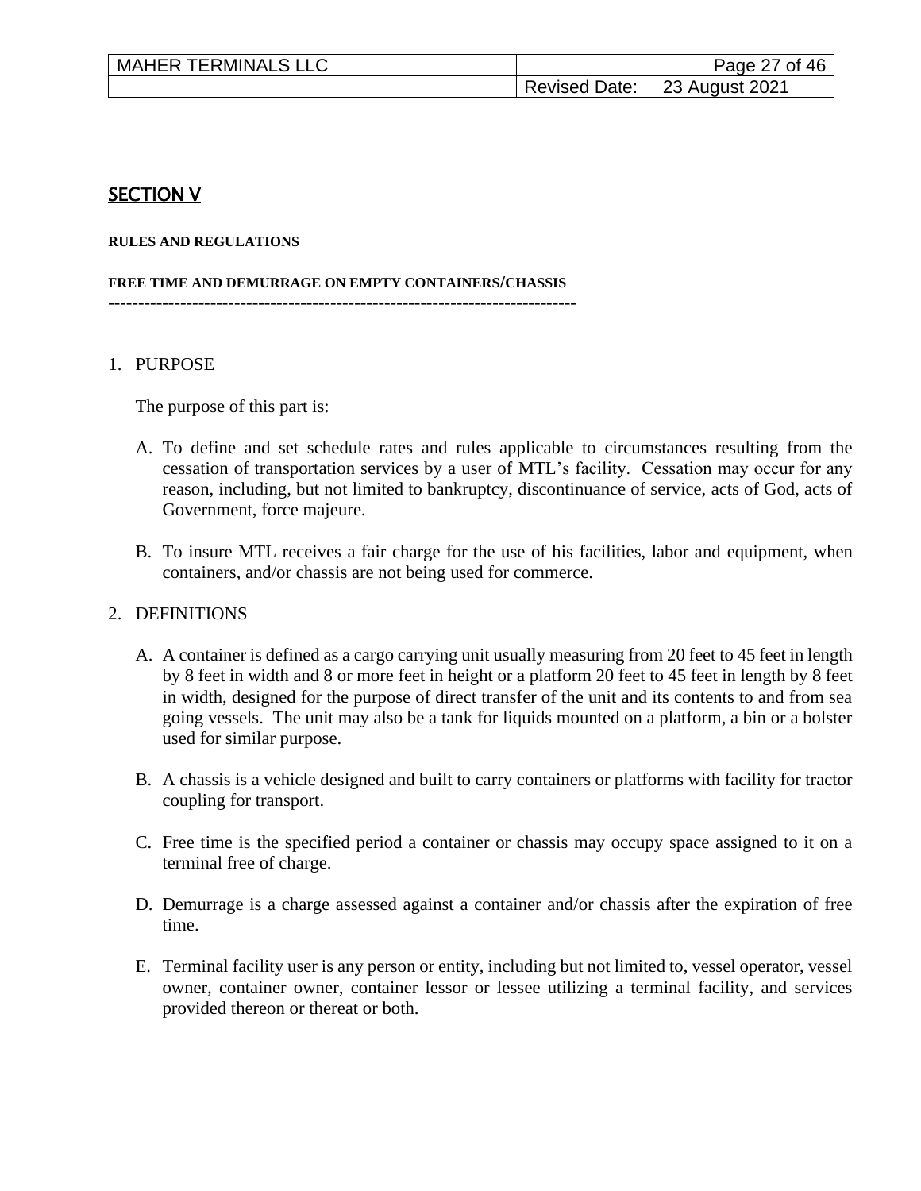## SECTION V

**RULES AND REGULATIONS**

**FREE TIME AND DEMURRAGE ON EMPTY CONTAINERS/CHASSIS**

---

1. PURPOSE

   The purpose of this part is:

   A. To define and set schedule rates and rules applicable to circumstances resulting from the cessation of transportation services by a user of MTL's facility. Cessation may occur for any reason, including, but not limited to bankruptcy, discontinuance of service, acts of God, acts of Government, force majeure.

   B. To insure MTL receives a fair charge for the use of his facilities, labor and equipment, when containers, and/or chassis are not being used for commerce.

2. DEFINITIONS

   A. A container is defined as a cargo carrying unit usually measuring from 20 feet to 45 feet in length by 8 feet in width and 8 or more feet in height or a platform 20 feet to 45 feet in length by 8 feet in width, designed for the purpose of direct transfer of the unit and its contents to and from sea going vessels. The unit may also be a tank for liquids mounted on a platform, a bin or a bolster used for similar purpose.

   B. A chassis is a vehicle designed and built to carry containers or platforms with facility for tractor coupling for transport.

   C. Free time is the specified period a container or chassis may occupy space assigned to it on a terminal free of charge.

   D. Demurrage is a charge assessed against a container and/or chassis after the expiration of free time.

   E. Terminal facility user is any person or entity, including but not limited to, vessel operator, vessel owner, container owner, container lessor or lessee utilizing a terminal facility, and services provided thereon or thereat or both.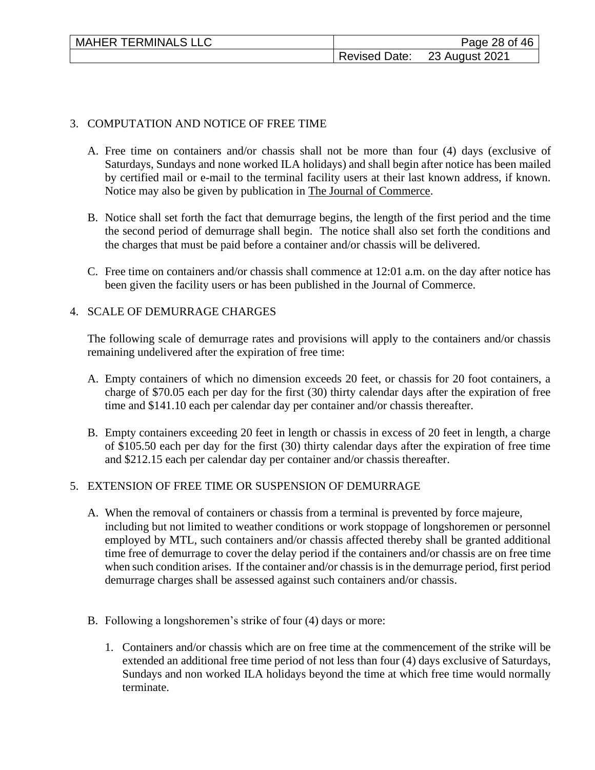3. COMPUTATION AND NOTICE OF FREE TIME

   A. Free time on containers and/or chassis shall not be more than four (4) days (exclusive of Saturdays, Sundays and none worked ILA holidays) and shall begin after notice has been mailed by certified mail or e-mail to the terminal facility users at their last known address, if known. Notice may also be given by publication in The Journal of Commerce.

   B. Notice shall set forth the fact that demurrage begins, the length of the first period and the time the second period of demurrage shall begin. The notice shall also set forth the conditions and the charges that must be paid before a container and/or chassis will be delivered.

   C. Free time on containers and/or chassis shall commence at 12:01 a.m. on the day after notice has been given the facility users or has been published in the Journal of Commerce.

4. SCALE OF DEMURRAGE CHARGES

   The following scale of demurrage rates and provisions will apply to the containers and/or chassis remaining undelivered after the expiration of free time:

   A. Empty containers of which no dimension exceeds 20 feet, or chassis for 20 foot containers, a charge of $70.05 each per day for the first (30) thirty calendar days after the expiration of free time and $141.10 each per calendar day per container and/or chassis thereafter.

   B. Empty containers exceeding 20 feet in length or chassis in excess of 20 feet in length, a charge of $105.50 each per day for the first (30) thirty calendar days after the expiration of free time and $212.15 each per calendar day per container and/or chassis thereafter.

5. EXTENSION OF FREE TIME OR SUSPENSION OF DEMURRAGE

   A. When the removal of containers or chassis from a terminal is prevented by force majeure, including but not limited to weather conditions or work stoppage of longshoremen or personnel employed by MTL, such containers and/or chassis affected thereby shall be granted additional time free of demurrage to cover the delay period if the containers and/or chassis are on free time when such condition arises. If the container and/or chassis is in the demurrage period, first period demurrage charges shall be assessed against such containers and/or chassis.

   B. Following a longshoremen's strike of four (4) days or more:

      1. Containers and/or chassis which are on free time at the commencement of the strike will be extended an additional free time period of not less than four (4) days exclusive of Saturdays, Sundays and non worked ILA holidays beyond the time at which free time would normally terminate.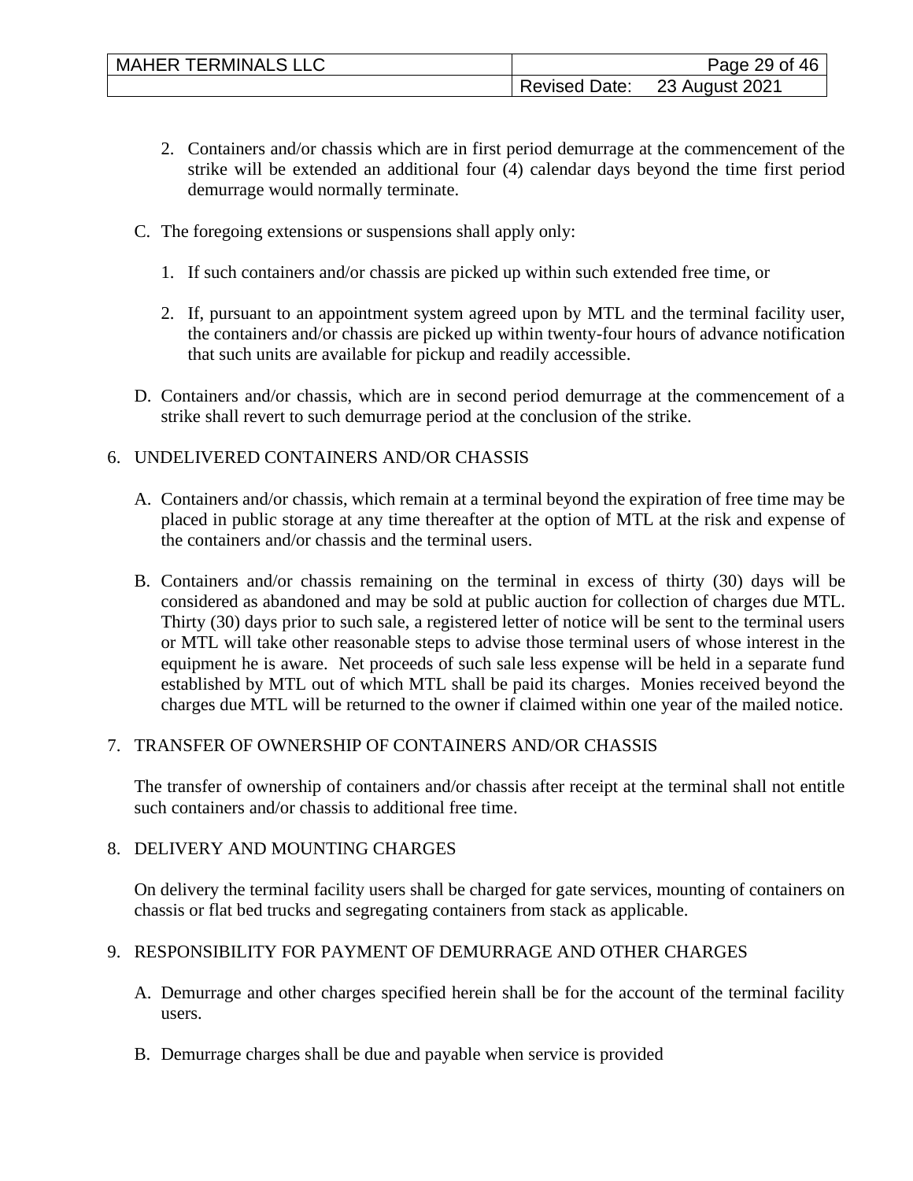2. Containers and/or chassis which are in first period demurrage at the commencement of the strike will be extended an additional four (4) calendar days beyond the time first period demurrage would normally terminate.

C. The foregoing extensions or suspensions shall apply only:

1. If such containers and/or chassis are picked up within such extended free time, or

2. If, pursuant to an appointment system agreed upon by MTL and the terminal facility user, the containers and/or chassis are picked up within twenty-four hours of advance notification that such units are available for pickup and readily accessible.

D. Containers and/or chassis, which are in second period demurrage at the commencement of a strike shall revert to such demurrage period at the conclusion of the strike.

6. UNDELIVERED CONTAINERS AND/OR CHASSIS

A. Containers and/or chassis, which remain at a terminal beyond the expiration of free time may be placed in public storage at any time thereafter at the option of MTL at the risk and expense of the containers and/or chassis and the terminal users.

B. Containers and/or chassis remaining on the terminal in excess of thirty (30) days will be considered as abandoned and may be sold at public auction for collection of charges due MTL. Thirty (30) days prior to such sale, a registered letter of notice will be sent to the terminal users or MTL will take other reasonable steps to advise those terminal users of whose interest in the equipment he is aware. Net proceeds of such sale less expense will be held in a separate fund established by MTL out of which MTL shall be paid its charges. Monies received beyond the charges due MTL will be returned to the owner if claimed within one year of the mailed notice.

7. TRANSFER OF OWNERSHIP OF CONTAINERS AND/OR CHASSIS

The transfer of ownership of containers and/or chassis after receipt at the terminal shall not entitle such containers and/or chassis to additional free time.

8. DELIVERY AND MOUNTING CHARGES

On delivery the terminal facility users shall be charged for gate services, mounting of containers on chassis or flat bed trucks and segregating containers from stack as applicable.

9. RESPONSIBILITY FOR PAYMENT OF DEMURRAGE AND OTHER CHARGES

A. Demurrage and other charges specified herein shall be for the account of the terminal facility users.

B. Demurrage charges shall be due and payable when service is provided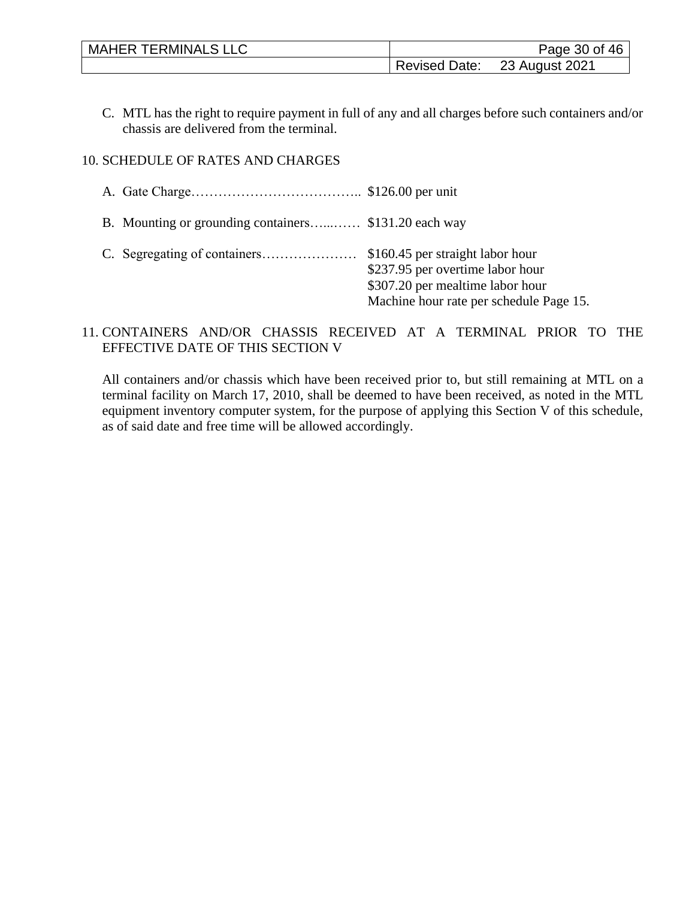C. MTL has the right to require payment in full of any and all charges before such containers and/or chassis are delivered from the terminal.

10. SCHEDULE OF RATES AND CHARGES

A. Gate Charge……………………………….. $126.00 per unit

B. Mounting or grounding containers…...…… $131.20 each way

C. Segregating of containers………………… $160.45 per straight labor hour
$237.95 per overtime labor hour
$307.20 per mealtime labor hour
Machine hour rate per schedule Page 15.

11. CONTAINERS AND/OR CHASSIS RECEIVED AT A TERMINAL PRIOR TO THE EFFECTIVE DATE OF THIS SECTION V

All containers and/or chassis which have been received prior to, but still remaining at MTL on a terminal facility on March 17, 2010, shall be deemed to have been received, as noted in the MTL equipment inventory computer system, for the purpose of applying this Section V of this schedule, as of said date and free time will be allowed accordingly.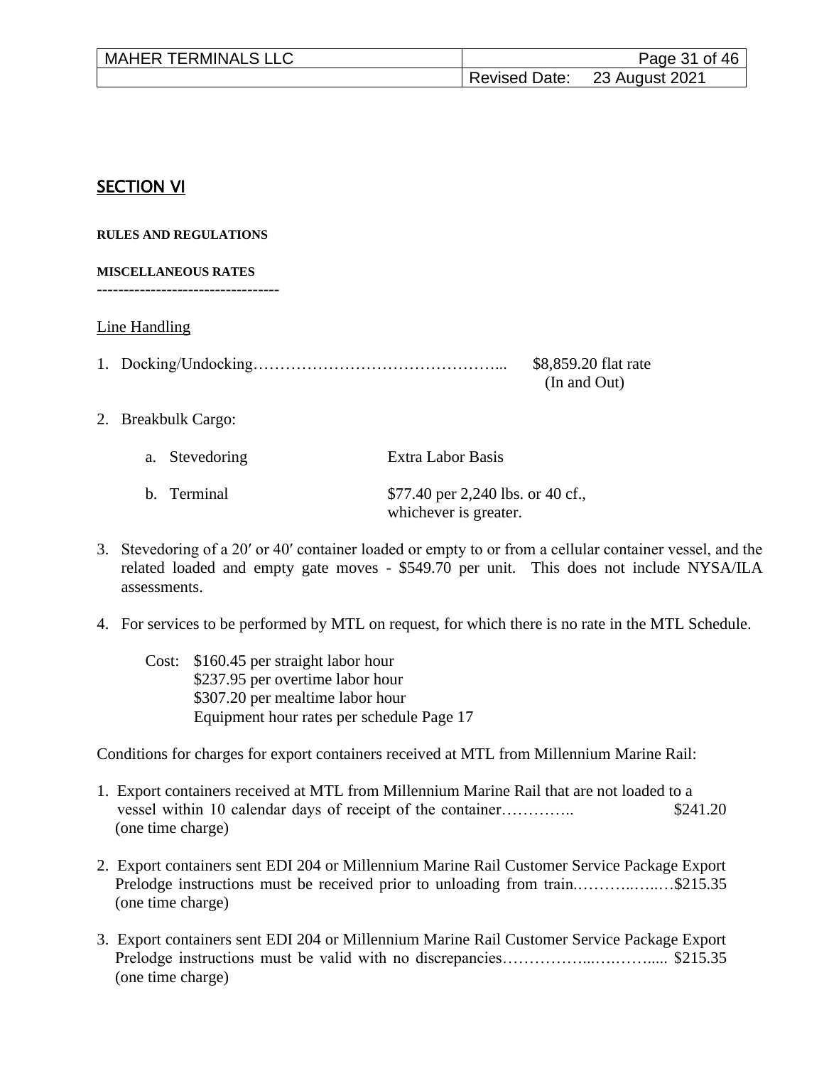## SECTION VI

**RULES AND REGULATIONS**

**MISCELLANEOUS RATES**

----------------------------------

Line Handling

1. Docking/Undocking………………………………………... $8,859.20 flat rate (In and Out)

2. Breakbulk Cargo:

   a. Stevedoring — Extra Labor Basis

   b. Terminal — $77.40 per 2,240 lbs. or 40 cf., whichever is greater.

3. Stevedoring of a 20′ or 40′ container loaded or empty to or from a cellular container vessel, and the related loaded and empty gate moves - $549.70 per unit. This does not include NYSA/ILA assessments.

4. For services to be performed by MTL on request, for which there is no rate in the MTL Schedule.

   Cost: $160.45 per straight labor hour
   $237.95 per overtime labor hour
   $307.20 per mealtime labor hour
   Equipment hour rates per schedule Page 17

Conditions for charges for export containers received at MTL from Millennium Marine Rail:

1. Export containers received at MTL from Millennium Marine Rail that are not loaded to a vessel within 10 calendar days of receipt of the container………….. $241.20 (one time charge)

2. Export containers sent EDI 204 or Millennium Marine Rail Customer Service Package Export Prelodge instructions must be received prior to unloading from train.………..…..…$215.35 (one time charge)

3. Export containers sent EDI 204 or Millennium Marine Rail Customer Service Package Export Prelodge instructions must be valid with no discrepancies……………..….……..... $215.35 (one time charge)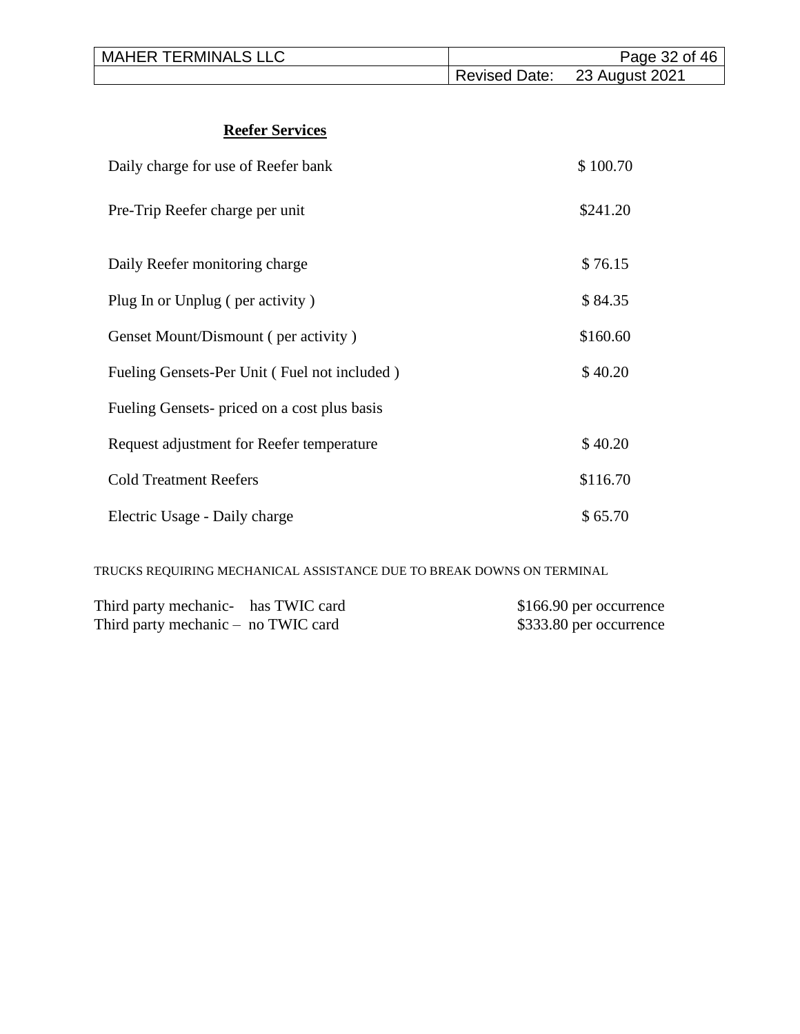## Reefer Services

| | |
|---|---|
| Daily charge for use of Reefer bank | $ 100.70 |
| Pre-Trip Reefer charge per unit | $241.20 |
| Daily Reefer monitoring charge | $ 76.15 |
| Plug In or Unplug ( per activity ) | $ 84.35 |
| Genset Mount/Dismount ( per activity ) | $160.60 |
| Fueling Gensets-Per Unit ( Fuel not included ) | $ 40.20 |
| Fueling Gensets- priced on a cost plus basis | |
| Request adjustment for Reefer temperature | $ 40.20 |
| Cold Treatment Reefers | $116.70 |
| Electric Usage - Daily charge | $ 65.70 |

TRUCKS REQUIRING MECHANICAL ASSISTANCE DUE TO BREAK DOWNS ON TERMINAL

| | |
|---|---|
| Third party mechanic- has TWIC card | $166.90 per occurrence |
| Third party mechanic – no TWIC card | $333.80 per occurrence |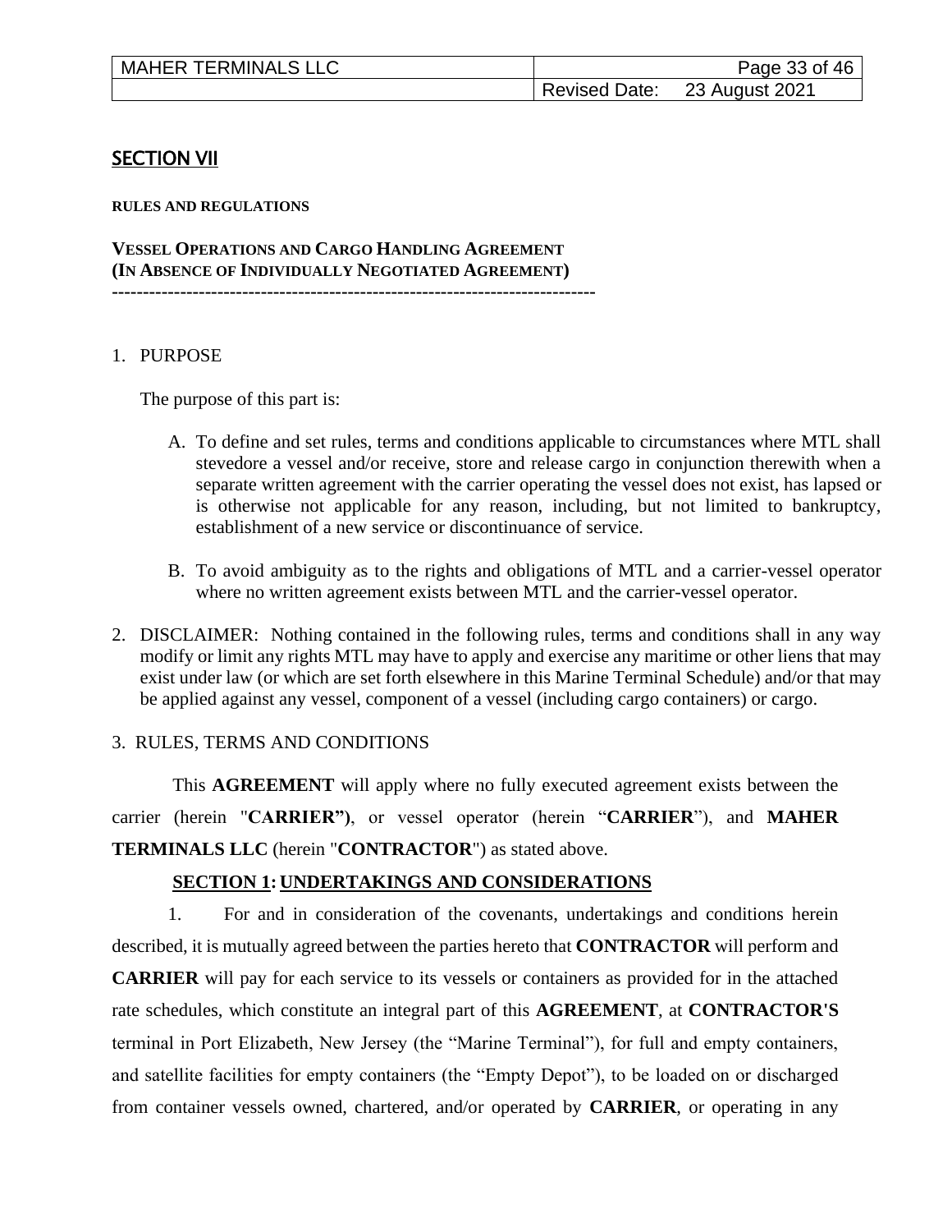## SECTION VII

**RULES AND REGULATIONS**

**VESSEL OPERATIONS AND CARGO HANDLING AGREEMENT**
**(IN ABSENCE OF INDIVIDUALLY NEGOTIATED AGREEMENT)**
**--------------------------------------------------------------------------------**

1. PURPOSE

   The purpose of this part is:

   A. To define and set rules, terms and conditions applicable to circumstances where MTL shall stevedore a vessel and/or receive, store and release cargo in conjunction therewith when a separate written agreement with the carrier operating the vessel does not exist, has lapsed or is otherwise not applicable for any reason, including, but not limited to bankruptcy, establishment of a new service or discontinuance of service.

   B. To avoid ambiguity as to the rights and obligations of MTL and a carrier-vessel operator where no written agreement exists between MTL and the carrier-vessel operator.

2. DISCLAIMER: Nothing contained in the following rules, terms and conditions shall in any way modify or limit any rights MTL may have to apply and exercise any maritime or other liens that may exist under law (or which are set forth elsewhere in this Marine Terminal Schedule) and/or that may be applied against any vessel, component of a vessel (including cargo containers) or cargo.

3. RULES, TERMS AND CONDITIONS

This **AGREEMENT** will apply where no fully executed agreement exists between the carrier (herein "**CARRIER")**, or vessel operator (herein "**CARRIER**"), and **MAHER TERMINALS LLC** (herein "**CONTRACTOR**") as stated above.

**SECTION 1: UNDERTAKINGS AND CONSIDERATIONS**

1. For and in consideration of the covenants, undertakings and conditions herein described, it is mutually agreed between the parties hereto that **CONTRACTOR** will perform and **CARRIER** will pay for each service to its vessels or containers as provided for in the attached rate schedules, which constitute an integral part of this **AGREEMENT**, at **CONTRACTOR'S** terminal in Port Elizabeth, New Jersey (the "Marine Terminal"), for full and empty containers, and satellite facilities for empty containers (the "Empty Depot"), to be loaded on or discharged from container vessels owned, chartered, and/or operated by **CARRIER**, or operating in any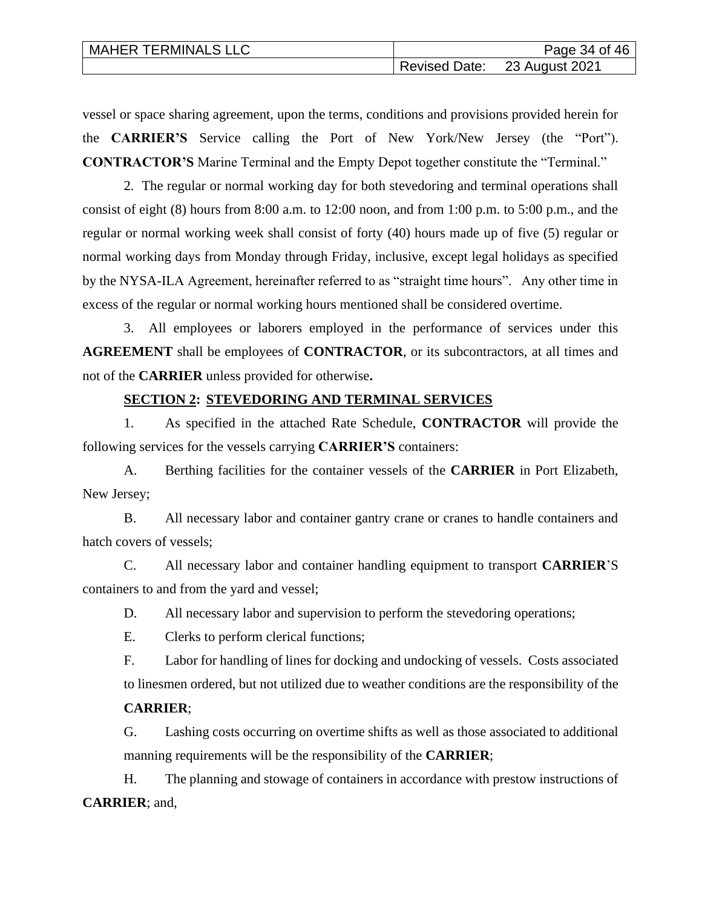vessel or space sharing agreement, upon the terms, conditions and provisions provided herein for the **CARRIER'S** Service calling the Port of New York/New Jersey (the "Port"). **CONTRACTOR'S** Marine Terminal and the Empty Depot together constitute the "Terminal."

2. The regular or normal working day for both stevedoring and terminal operations shall consist of eight (8) hours from 8:00 a.m. to 12:00 noon, and from 1:00 p.m. to 5:00 p.m., and the regular or normal working week shall consist of forty (40) hours made up of five (5) regular or normal working days from Monday through Friday, inclusive, except legal holidays as specified by the NYSA-ILA Agreement, hereinafter referred to as "straight time hours". Any other time in excess of the regular or normal working hours mentioned shall be considered overtime.

3. All employees or laborers employed in the performance of services under this **AGREEMENT** shall be employees of **CONTRACTOR**, or its subcontractors, at all times and not of the **CARRIER** unless provided for otherwise**.**

## <u>SECTION 2: STEVEDORING AND TERMINAL SERVICES</u>

1. As specified in the attached Rate Schedule, **CONTRACTOR** will provide the following services for the vessels carrying **CARRIER'S** containers:

A. Berthing facilities for the container vessels of the **CARRIER** in Port Elizabeth, New Jersey;

B. All necessary labor and container gantry crane or cranes to handle containers and hatch covers of vessels;

C. All necessary labor and container handling equipment to transport **CARRIER**'S containers to and from the yard and vessel;

D. All necessary labor and supervision to perform the stevedoring operations;

E. Clerks to perform clerical functions;

F. Labor for handling of lines for docking and undocking of vessels. Costs associated to linesmen ordered, but not utilized due to weather conditions are the responsibility of the **CARRIER**;

G. Lashing costs occurring on overtime shifts as well as those associated to additional manning requirements will be the responsibility of the **CARRIER**;

H. The planning and stowage of containers in accordance with prestow instructions of **CARRIER**; and,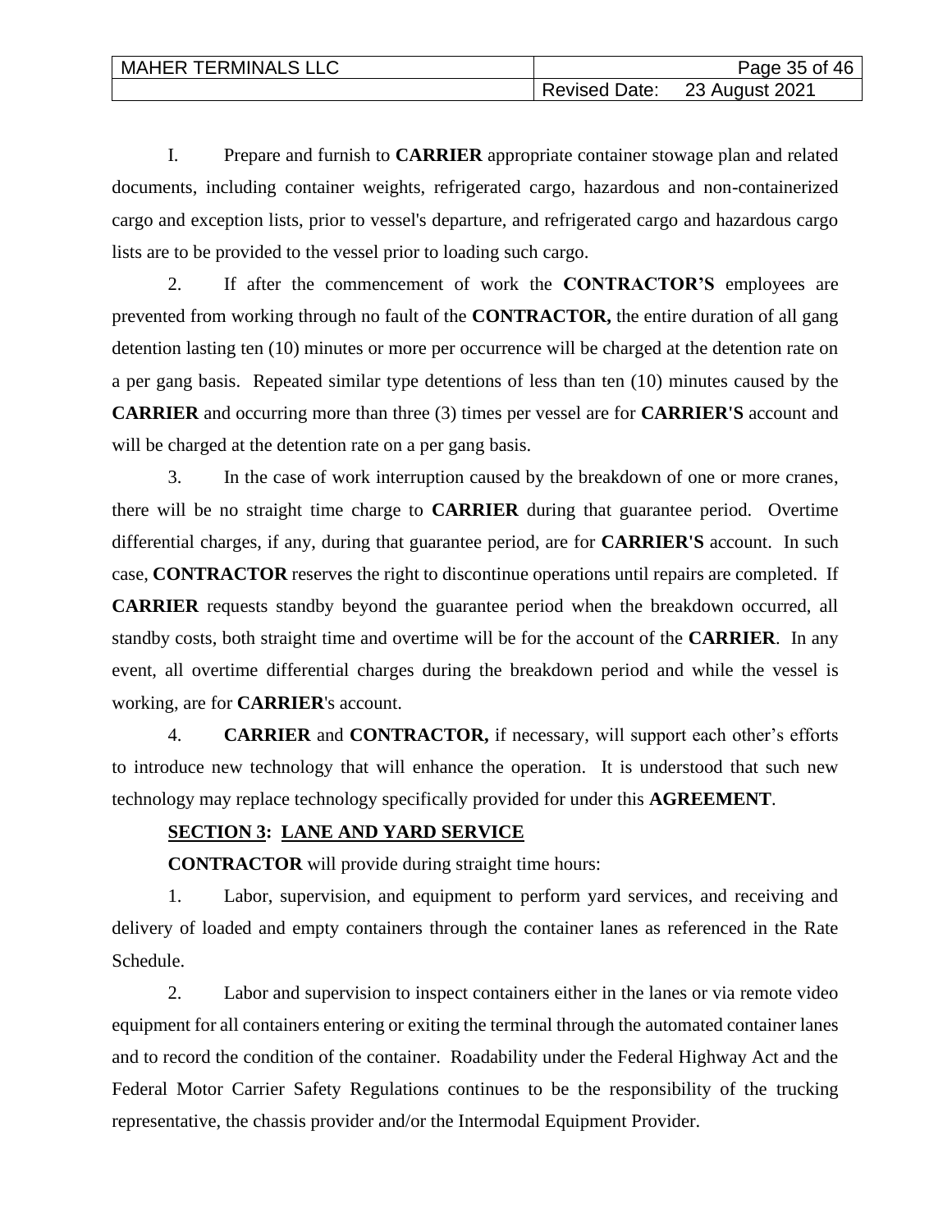I. Prepare and furnish to **CARRIER** appropriate container stowage plan and related documents, including container weights, refrigerated cargo, hazardous and non-containerized cargo and exception lists, prior to vessel's departure, and refrigerated cargo and hazardous cargo lists are to be provided to the vessel prior to loading such cargo.

2. If after the commencement of work the **CONTRACTOR'S** employees are prevented from working through no fault of the **CONTRACTOR,** the entire duration of all gang detention lasting ten (10) minutes or more per occurrence will be charged at the detention rate on a per gang basis. Repeated similar type detentions of less than ten (10) minutes caused by the **CARRIER** and occurring more than three (3) times per vessel are for **CARRIER'S** account and will be charged at the detention rate on a per gang basis.

3. In the case of work interruption caused by the breakdown of one or more cranes, there will be no straight time charge to **CARRIER** during that guarantee period. Overtime differential charges, if any, during that guarantee period, are for **CARRIER'S** account. In such case, **CONTRACTOR** reserves the right to discontinue operations until repairs are completed. If **CARRIER** requests standby beyond the guarantee period when the breakdown occurred, all standby costs, both straight time and overtime will be for the account of the **CARRIER**. In any event, all overtime differential charges during the breakdown period and while the vessel is working, are for **CARRIER**'s account.

4. **CARRIER** and **CONTRACTOR,** if necessary, will support each other's efforts to introduce new technology that will enhance the operation. It is understood that such new technology may replace technology specifically provided for under this **AGREEMENT**.

## SECTION 3: LANE AND YARD SERVICE

**CONTRACTOR** will provide during straight time hours:

1. Labor, supervision, and equipment to perform yard services, and receiving and delivery of loaded and empty containers through the container lanes as referenced in the Rate Schedule.

2. Labor and supervision to inspect containers either in the lanes or via remote video equipment for all containers entering or exiting the terminal through the automated container lanes and to record the condition of the container. Roadability under the Federal Highway Act and the Federal Motor Carrier Safety Regulations continues to be the responsibility of the trucking representative, the chassis provider and/or the Intermodal Equipment Provider.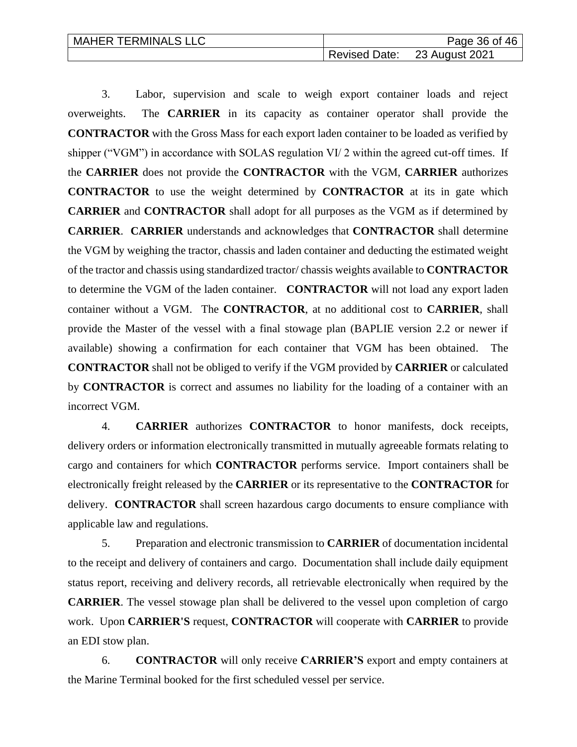3. Labor, supervision and scale to weigh export container loads and reject overweights. The **CARRIER** in its capacity as container operator shall provide the **CONTRACTOR** with the Gross Mass for each export laden container to be loaded as verified by shipper ("VGM") in accordance with SOLAS regulation VI/ 2 within the agreed cut-off times. If the **CARRIER** does not provide the **CONTRACTOR** with the VGM, **CARRIER** authorizes **CONTRACTOR** to use the weight determined by **CONTRACTOR** at its in gate which **CARRIER** and **CONTRACTOR** shall adopt for all purposes as the VGM as if determined by **CARRIER**. **CARRIER** understands and acknowledges that **CONTRACTOR** shall determine the VGM by weighing the tractor, chassis and laden container and deducting the estimated weight of the tractor and chassis using standardized tractor/ chassis weights available to **CONTRACTOR** to determine the VGM of the laden container. **CONTRACTOR** will not load any export laden container without a VGM. The **CONTRACTOR**, at no additional cost to **CARRIER**, shall provide the Master of the vessel with a final stowage plan (BAPLIE version 2.2 or newer if available) showing a confirmation for each container that VGM has been obtained. The **CONTRACTOR** shall not be obliged to verify if the VGM provided by **CARRIER** or calculated by **CONTRACTOR** is correct and assumes no liability for the loading of a container with an incorrect VGM.

4. **CARRIER** authorizes **CONTRACTOR** to honor manifests, dock receipts, delivery orders or information electronically transmitted in mutually agreeable formats relating to cargo and containers for which **CONTRACTOR** performs service. Import containers shall be electronically freight released by the **CARRIER** or its representative to the **CONTRACTOR** for delivery. **CONTRACTOR** shall screen hazardous cargo documents to ensure compliance with applicable law and regulations.

5. Preparation and electronic transmission to **CARRIER** of documentation incidental to the receipt and delivery of containers and cargo. Documentation shall include daily equipment status report, receiving and delivery records, all retrievable electronically when required by the **CARRIER**. The vessel stowage plan shall be delivered to the vessel upon completion of cargo work. Upon **CARRIER'S** request, **CONTRACTOR** will cooperate with **CARRIER** to provide an EDI stow plan.

6. **CONTRACTOR** will only receive **CARRIER'S** export and empty containers at the Marine Terminal booked for the first scheduled vessel per service.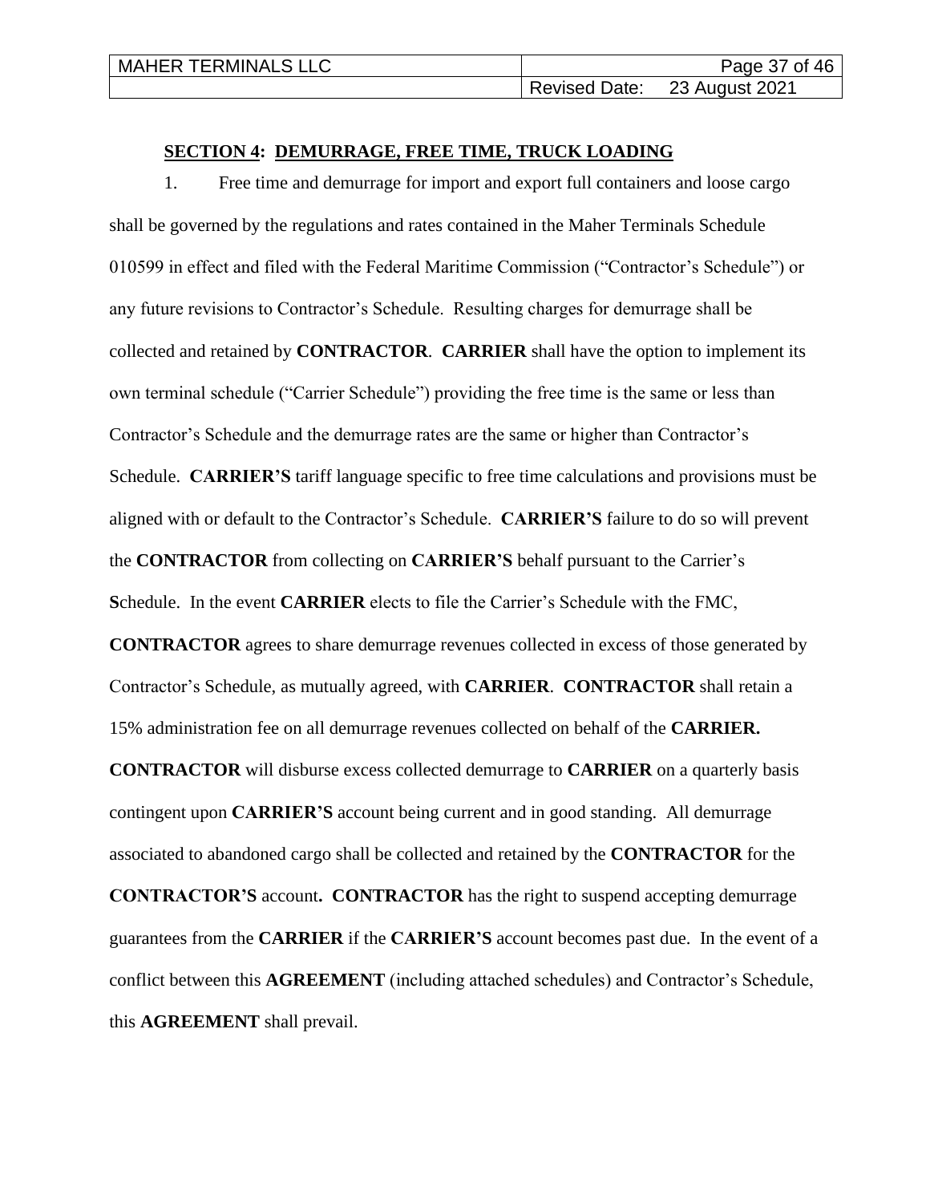**SECTION 4: DEMURRAGE, FREE TIME, TRUCK LOADING**

1. Free time and demurrage for import and export full containers and loose cargo shall be governed by the regulations and rates contained in the Maher Terminals Schedule 010599 in effect and filed with the Federal Maritime Commission ("Contractor's Schedule") or any future revisions to Contractor's Schedule. Resulting charges for demurrage shall be collected and retained by **CONTRACTOR**. **CARRIER** shall have the option to implement its own terminal schedule ("Carrier Schedule") providing the free time is the same or less than Contractor's Schedule and the demurrage rates are the same or higher than Contractor's Schedule. **CARRIER'S** tariff language specific to free time calculations and provisions must be aligned with or default to the Contractor's Schedule. **CARRIER'S** failure to do so will prevent the **CONTRACTOR** from collecting on **CARRIER'S** behalf pursuant to the Carrier's **S**chedule. In the event **CARRIER** elects to file the Carrier's Schedule with the FMC, **CONTRACTOR** agrees to share demurrage revenues collected in excess of those generated by Contractor's Schedule, as mutually agreed, with **CARRIER**. **CONTRACTOR** shall retain a 15% administration fee on all demurrage revenues collected on behalf of the **CARRIER.** **CONTRACTOR** will disburse excess collected demurrage to **CARRIER** on a quarterly basis contingent upon **CARRIER'S** account being current and in good standing. All demurrage associated to abandoned cargo shall be collected and retained by the **CONTRACTOR** for the **CONTRACTOR'S** account**.** **CONTRACTOR** has the right to suspend accepting demurrage guarantees from the **CARRIER** if the **CARRIER'S** account becomes past due. In the event of a conflict between this **AGREEMENT** (including attached schedules) and Contractor's Schedule, this **AGREEMENT** shall prevail.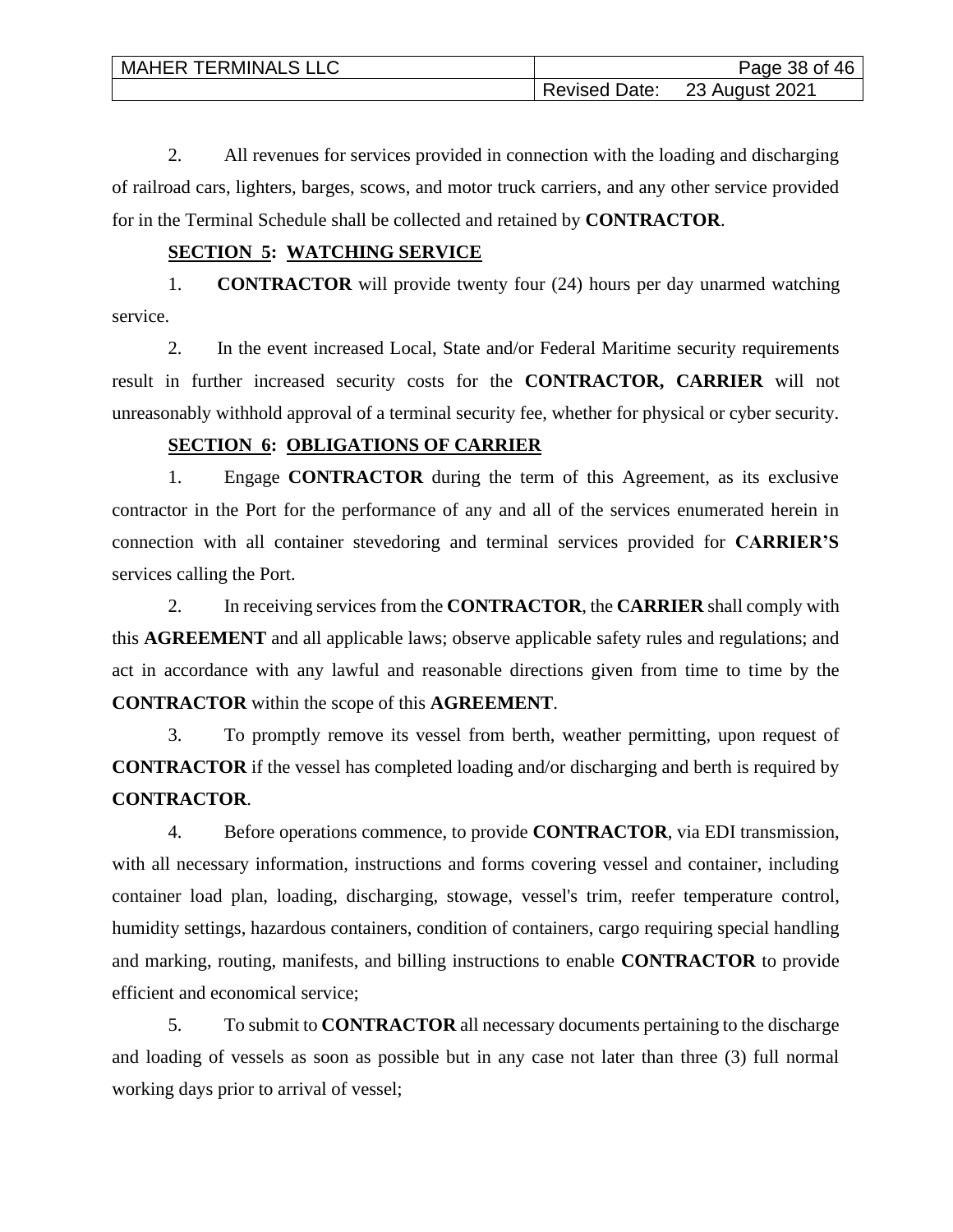2. All revenues for services provided in connection with the loading and discharging of railroad cars, lighters, barges, scows, and motor truck carriers, and any other service provided for in the Terminal Schedule shall be collected and retained by **CONTRACTOR**.

**SECTION 5: WATCHING SERVICE**

1. **CONTRACTOR** will provide twenty four (24) hours per day unarmed watching service.

2. In the event increased Local, State and/or Federal Maritime security requirements result in further increased security costs for the **CONTRACTOR, CARRIER** will not unreasonably withhold approval of a terminal security fee, whether for physical or cyber security.

**SECTION 6: OBLIGATIONS OF CARRIER**

1. Engage **CONTRACTOR** during the term of this Agreement, as its exclusive contractor in the Port for the performance of any and all of the services enumerated herein in connection with all container stevedoring and terminal services provided for **CARRIER'S** services calling the Port.

2. In receiving services from the **CONTRACTOR**, the **CARRIER** shall comply with this **AGREEMENT** and all applicable laws; observe applicable safety rules and regulations; and act in accordance with any lawful and reasonable directions given from time to time by the **CONTRACTOR** within the scope of this **AGREEMENT**.

3. To promptly remove its vessel from berth, weather permitting, upon request of **CONTRACTOR** if the vessel has completed loading and/or discharging and berth is required by **CONTRACTOR**.

4. Before operations commence, to provide **CONTRACTOR**, via EDI transmission, with all necessary information, instructions and forms covering vessel and container, including container load plan, loading, discharging, stowage, vessel's trim, reefer temperature control, humidity settings, hazardous containers, condition of containers, cargo requiring special handling and marking, routing, manifests, and billing instructions to enable **CONTRACTOR** to provide efficient and economical service;

5. To submit to **CONTRACTOR** all necessary documents pertaining to the discharge and loading of vessels as soon as possible but in any case not later than three (3) full normal working days prior to arrival of vessel;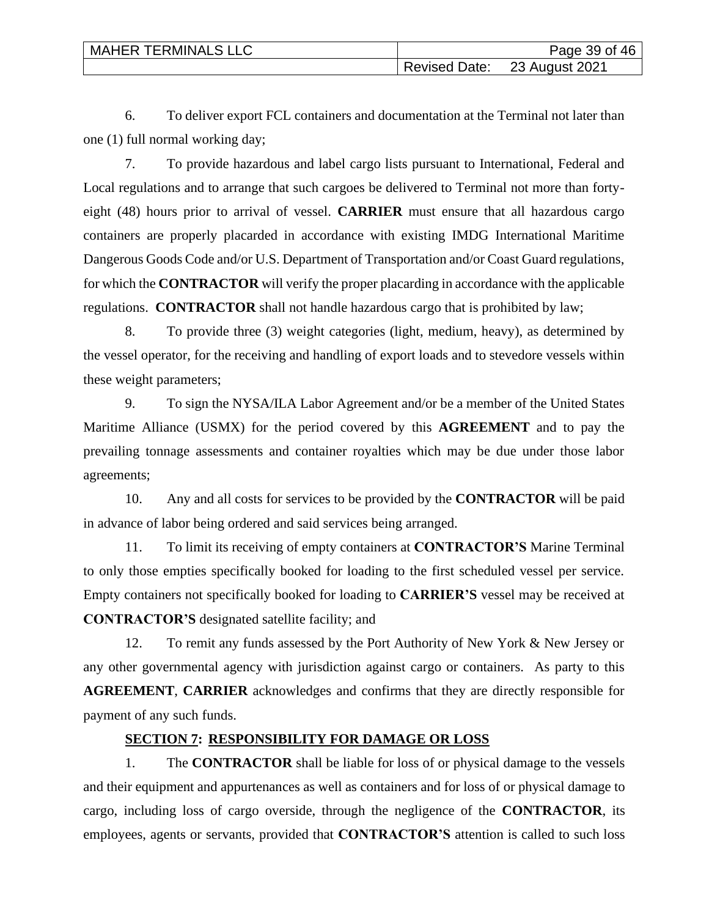6. To deliver export FCL containers and documentation at the Terminal not later than one (1) full normal working day;

7. To provide hazardous and label cargo lists pursuant to International, Federal and Local regulations and to arrange that such cargoes be delivered to Terminal not more than forty-eight (48) hours prior to arrival of vessel. **CARRIER** must ensure that all hazardous cargo containers are properly placarded in accordance with existing IMDG International Maritime Dangerous Goods Code and/or U.S. Department of Transportation and/or Coast Guard regulations, for which the **CONTRACTOR** will verify the proper placarding in accordance with the applicable regulations. **CONTRACTOR** shall not handle hazardous cargo that is prohibited by law;

8. To provide three (3) weight categories (light, medium, heavy), as determined by the vessel operator, for the receiving and handling of export loads and to stevedore vessels within these weight parameters;

9. To sign the NYSA/ILA Labor Agreement and/or be a member of the United States Maritime Alliance (USMX) for the period covered by this **AGREEMENT** and to pay the prevailing tonnage assessments and container royalties which may be due under those labor agreements;

10. Any and all costs for services to be provided by the **CONTRACTOR** will be paid in advance of labor being ordered and said services being arranged.

11. To limit its receiving of empty containers at **CONTRACTOR'S** Marine Terminal to only those empties specifically booked for loading to the first scheduled vessel per service. Empty containers not specifically booked for loading to **CARRIER'S** vessel may be received at **CONTRACTOR'S** designated satellite facility; and

12. To remit any funds assessed by the Port Authority of New York & New Jersey or any other governmental agency with jurisdiction against cargo or containers. As party to this **AGREEMENT**, **CARRIER** acknowledges and confirms that they are directly responsible for payment of any such funds.

## SECTION 7: RESPONSIBILITY FOR DAMAGE OR LOSS

1. The **CONTRACTOR** shall be liable for loss of or physical damage to the vessels and their equipment and appurtenances as well as containers and for loss of or physical damage to cargo, including loss of cargo overside, through the negligence of the **CONTRACTOR**, its employees, agents or servants, provided that **CONTRACTOR'S** attention is called to such loss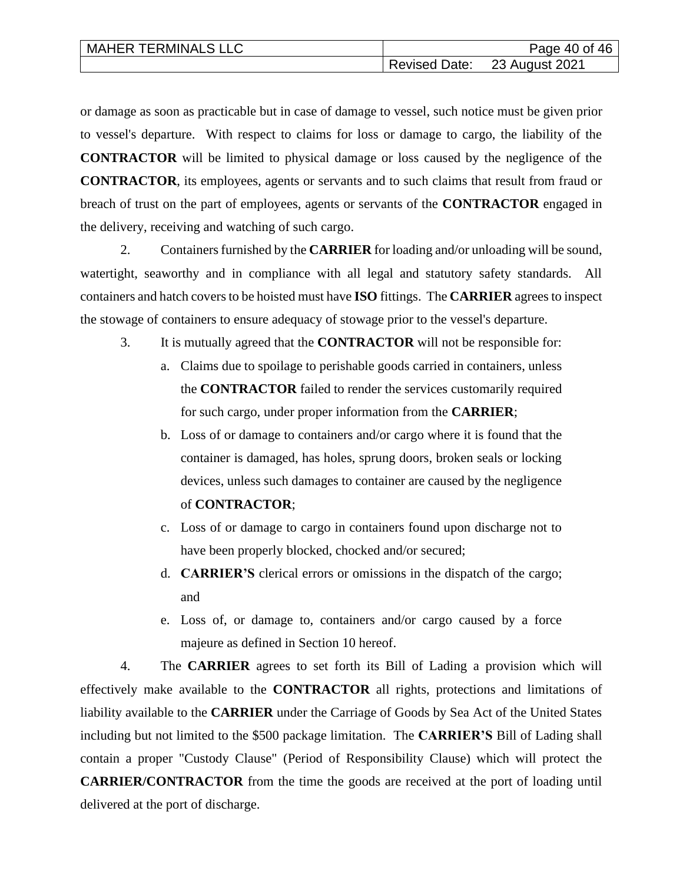or damage as soon as practicable but in case of damage to vessel, such notice must be given prior to vessel's departure. With respect to claims for loss or damage to cargo, the liability of the **CONTRACTOR** will be limited to physical damage or loss caused by the negligence of the **CONTRACTOR**, its employees, agents or servants and to such claims that result from fraud or breach of trust on the part of employees, agents or servants of the **CONTRACTOR** engaged in the delivery, receiving and watching of such cargo.

2. Containers furnished by the **CARRIER** for loading and/or unloading will be sound, watertight, seaworthy and in compliance with all legal and statutory safety standards. All containers and hatch covers to be hoisted must have **ISO** fittings. The **CARRIER** agrees to inspect the stowage of containers to ensure adequacy of stowage prior to the vessel's departure.

3. It is mutually agreed that the **CONTRACTOR** will not be responsible for:

   a. Claims due to spoilage to perishable goods carried in containers, unless the **CONTRACTOR** failed to render the services customarily required for such cargo, under proper information from the **CARRIER**;

   b. Loss of or damage to containers and/or cargo where it is found that the container is damaged, has holes, sprung doors, broken seals or locking devices, unless such damages to container are caused by the negligence of **CONTRACTOR**;

   c. Loss of or damage to cargo in containers found upon discharge not to have been properly blocked, chocked and/or secured;

   d. **CARRIER'S** clerical errors or omissions in the dispatch of the cargo; and

   e. Loss of, or damage to, containers and/or cargo caused by a force majeure as defined in Section 10 hereof.

4. The **CARRIER** agrees to set forth its Bill of Lading a provision which will effectively make available to the **CONTRACTOR** all rights, protections and limitations of liability available to the **CARRIER** under the Carriage of Goods by Sea Act of the United States including but not limited to the $500 package limitation. The **CARRIER'S** Bill of Lading shall contain a proper "Custody Clause" (Period of Responsibility Clause) which will protect the **CARRIER/CONTRACTOR** from the time the goods are received at the port of loading until delivered at the port of discharge.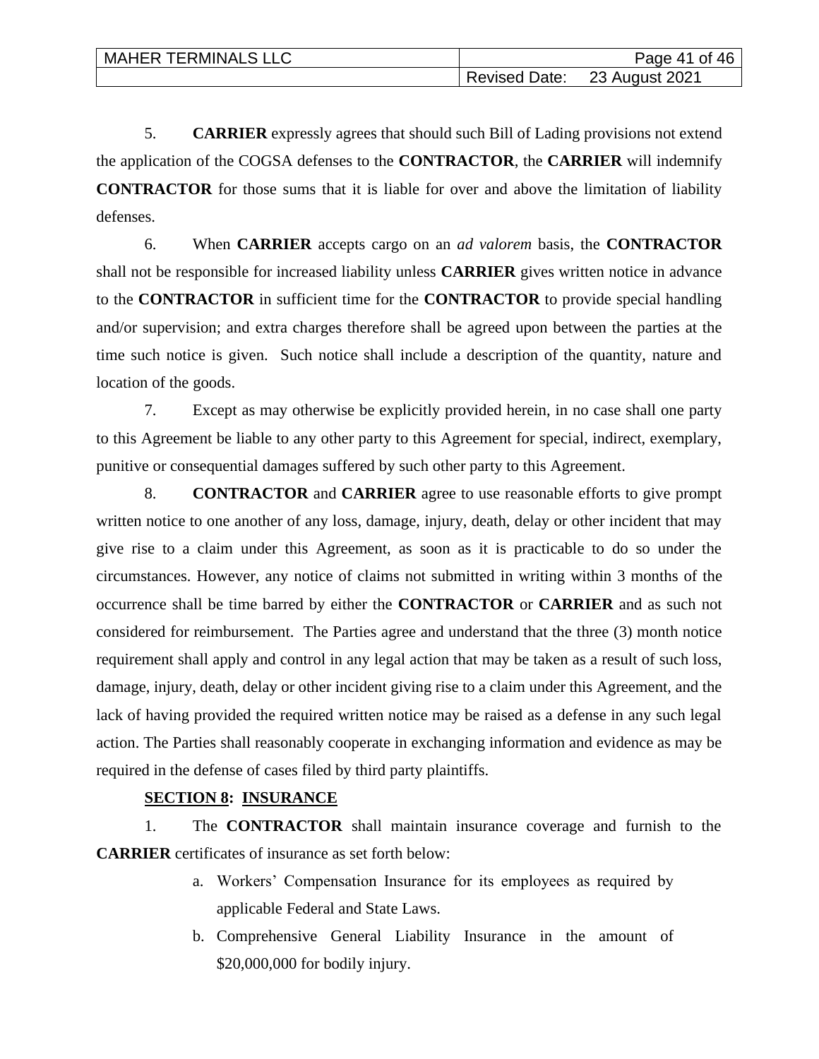5. **CARRIER** expressly agrees that should such Bill of Lading provisions not extend the application of the COGSA defenses to the **CONTRACTOR**, the **CARRIER** will indemnify **CONTRACTOR** for those sums that it is liable for over and above the limitation of liability defenses.

6. When **CARRIER** accepts cargo on an *ad valorem* basis, the **CONTRACTOR** shall not be responsible for increased liability unless **CARRIER** gives written notice in advance to the **CONTRACTOR** in sufficient time for the **CONTRACTOR** to provide special handling and/or supervision; and extra charges therefore shall be agreed upon between the parties at the time such notice is given. Such notice shall include a description of the quantity, nature and location of the goods.

7. Except as may otherwise be explicitly provided herein, in no case shall one party to this Agreement be liable to any other party to this Agreement for special, indirect, exemplary, punitive or consequential damages suffered by such other party to this Agreement.

8. **CONTRACTOR** and **CARRIER** agree to use reasonable efforts to give prompt written notice to one another of any loss, damage, injury, death, delay or other incident that may give rise to a claim under this Agreement, as soon as it is practicable to do so under the circumstances. However, any notice of claims not submitted in writing within 3 months of the occurrence shall be time barred by either the **CONTRACTOR** or **CARRIER** and as such not considered for reimbursement. The Parties agree and understand that the three (3) month notice requirement shall apply and control in any legal action that may be taken as a result of such loss, damage, injury, death, delay or other incident giving rise to a claim under this Agreement, and the lack of having provided the required written notice may be raised as a defense in any such legal action. The Parties shall reasonably cooperate in exchanging information and evidence as may be required in the defense of cases filed by third party plaintiffs.

**SECTION 8: INSURANCE**

1. The **CONTRACTOR** shall maintain insurance coverage and furnish to the **CARRIER** certificates of insurance as set forth below:

   a. Workers' Compensation Insurance for its employees as required by applicable Federal and State Laws.

   b. Comprehensive General Liability Insurance in the amount of $20,000,000 for bodily injury.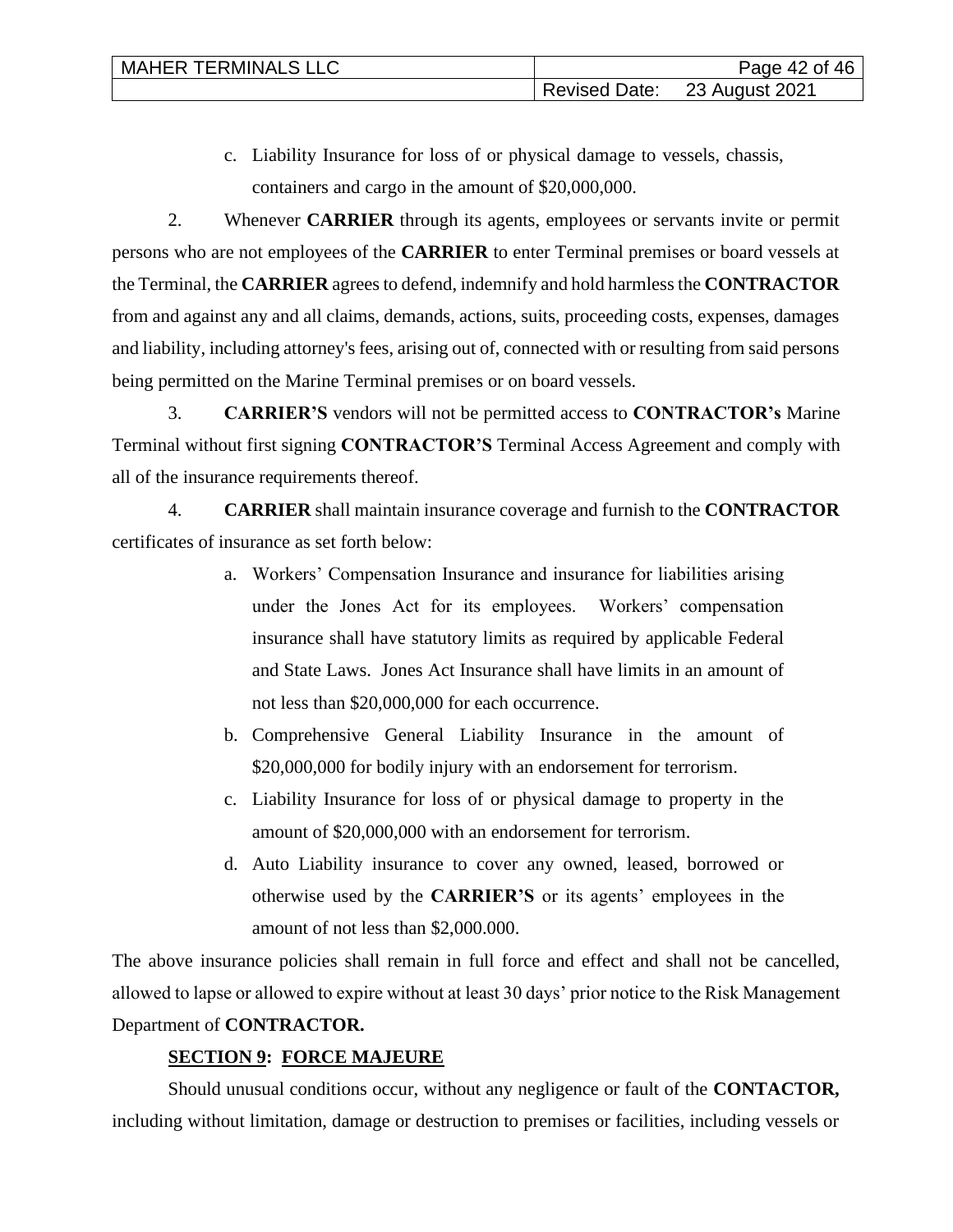c. Liability Insurance for loss of or physical damage to vessels, chassis, containers and cargo in the amount of $20,000,000.

2. Whenever **CARRIER** through its agents, employees or servants invite or permit persons who are not employees of the **CARRIER** to enter Terminal premises or board vessels at the Terminal, the **CARRIER** agrees to defend, indemnify and hold harmless the **CONTRACTOR** from and against any and all claims, demands, actions, suits, proceeding costs, expenses, damages and liability, including attorney's fees, arising out of, connected with or resulting from said persons being permitted on the Marine Terminal premises or on board vessels.

3. **CARRIER'S** vendors will not be permitted access to **CONTRACTOR's** Marine Terminal without first signing **CONTRACTOR'S** Terminal Access Agreement and comply with all of the insurance requirements thereof.

4. **CARRIER** shall maintain insurance coverage and furnish to the **CONTRACTOR** certificates of insurance as set forth below:

a. Workers' Compensation Insurance and insurance for liabilities arising under the Jones Act for its employees. Workers' compensation insurance shall have statutory limits as required by applicable Federal and State Laws. Jones Act Insurance shall have limits in an amount of not less than $20,000,000 for each occurrence.

b. Comprehensive General Liability Insurance in the amount of $20,000,000 for bodily injury with an endorsement for terrorism.

c. Liability Insurance for loss of or physical damage to property in the amount of $20,000,000 with an endorsement for terrorism.

d. Auto Liability insurance to cover any owned, leased, borrowed or otherwise used by the **CARRIER'S** or its agents' employees in the amount of not less than $2,000.000.

The above insurance policies shall remain in full force and effect and shall not be cancelled, allowed to lapse or allowed to expire without at least 30 days' prior notice to the Risk Management Department of **CONTRACTOR.**

## **SECTION 9: FORCE MAJEURE**

Should unusual conditions occur, without any negligence or fault of the **CONTACTOR,** including without limitation, damage or destruction to premises or facilities, including vessels or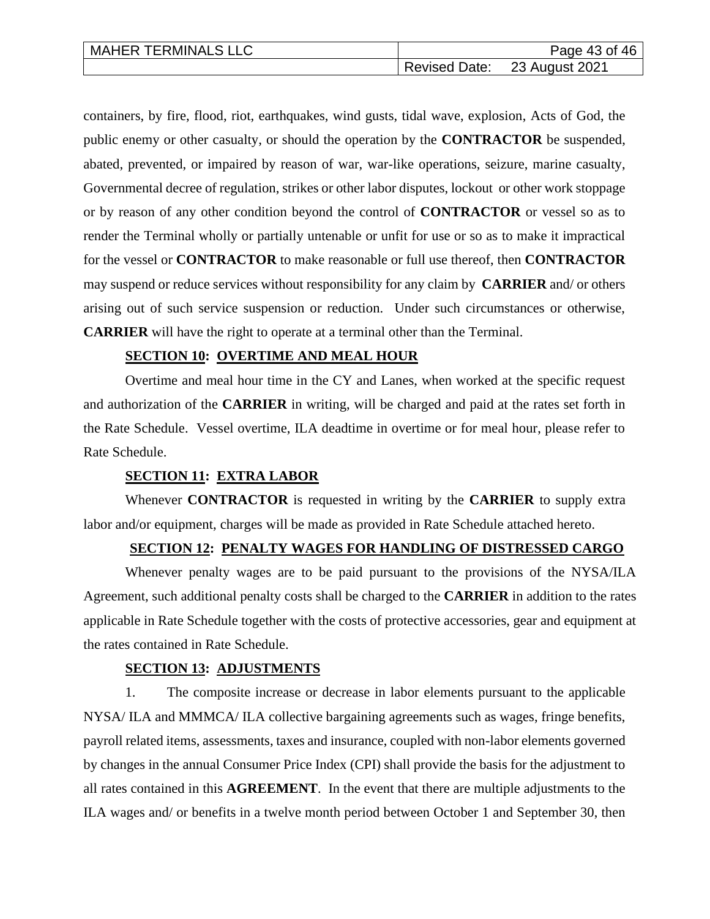containers, by fire, flood, riot, earthquakes, wind gusts, tidal wave, explosion, Acts of God, the public enemy or other casualty, or should the operation by the **CONTRACTOR** be suspended, abated, prevented, or impaired by reason of war, war-like operations, seizure, marine casualty, Governmental decree of regulation, strikes or other labor disputes, lockout or other work stoppage or by reason of any other condition beyond the control of **CONTRACTOR** or vessel so as to render the Terminal wholly or partially untenable or unfit for use or so as to make it impractical for the vessel or **CONTRACTOR** to make reasonable or full use thereof, then **CONTRACTOR** may suspend or reduce services without responsibility for any claim by **CARRIER** and/ or others arising out of such service suspension or reduction. Under such circumstances or otherwise, **CARRIER** will have the right to operate at a terminal other than the Terminal.

**SECTION 10: OVERTIME AND MEAL HOUR**

Overtime and meal hour time in the CY and Lanes, when worked at the specific request and authorization of the **CARRIER** in writing, will be charged and paid at the rates set forth in the Rate Schedule. Vessel overtime, ILA deadtime in overtime or for meal hour, please refer to Rate Schedule.

**SECTION 11: EXTRA LABOR**

Whenever **CONTRACTOR** is requested in writing by the **CARRIER** to supply extra labor and/or equipment, charges will be made as provided in Rate Schedule attached hereto.

**SECTION 12: PENALTY WAGES FOR HANDLING OF DISTRESSED CARGO**

Whenever penalty wages are to be paid pursuant to the provisions of the NYSA/ILA Agreement, such additional penalty costs shall be charged to the **CARRIER** in addition to the rates applicable in Rate Schedule together with the costs of protective accessories, gear and equipment at the rates contained in Rate Schedule.

**SECTION 13: ADJUSTMENTS**

1. The composite increase or decrease in labor elements pursuant to the applicable NYSA/ ILA and MMMCA/ ILA collective bargaining agreements such as wages, fringe benefits, payroll related items, assessments, taxes and insurance, coupled with non-labor elements governed by changes in the annual Consumer Price Index (CPI) shall provide the basis for the adjustment to all rates contained in this **AGREEMENT**. In the event that there are multiple adjustments to the ILA wages and/ or benefits in a twelve month period between October 1 and September 30, then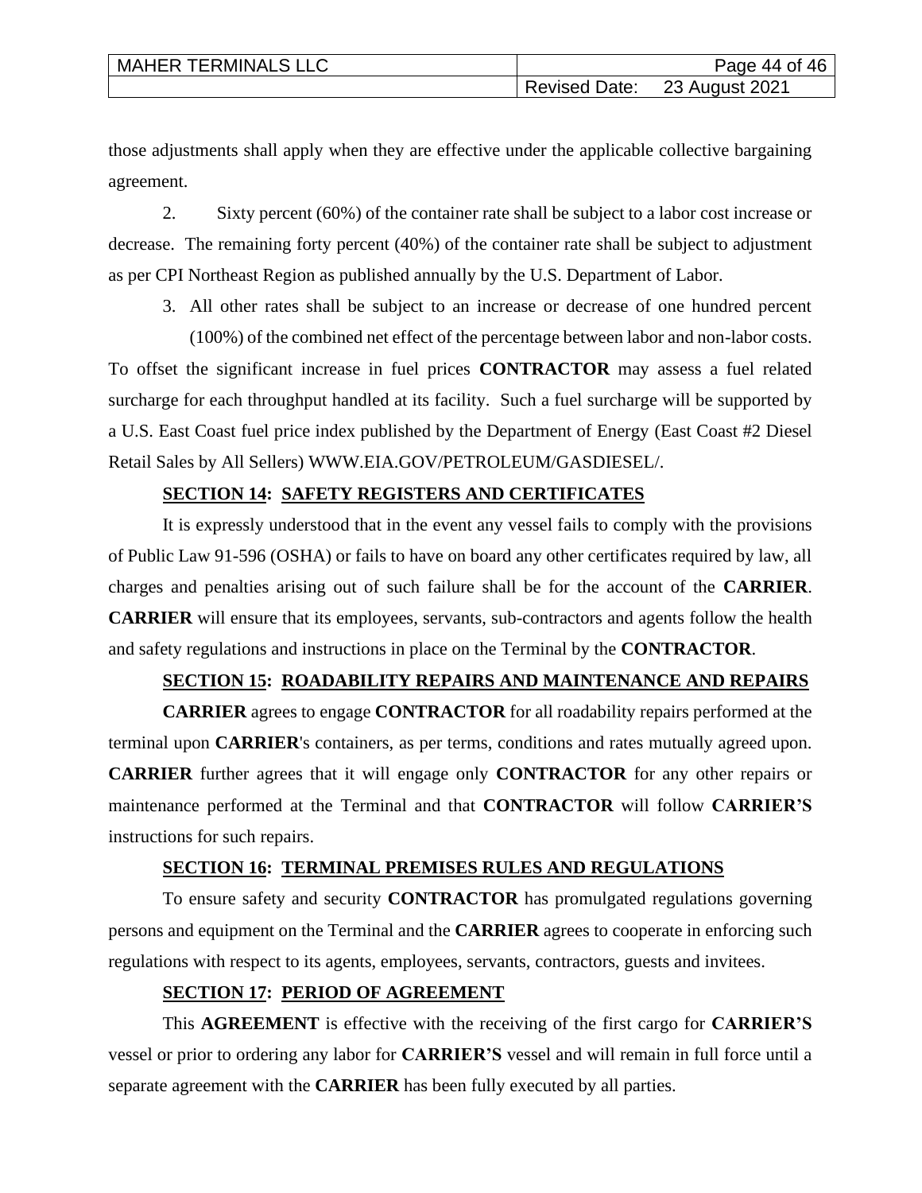those adjustments shall apply when they are effective under the applicable collective bargaining agreement.

2. Sixty percent (60%) of the container rate shall be subject to a labor cost increase or decrease. The remaining forty percent (40%) of the container rate shall be subject to adjustment as per CPI Northeast Region as published annually by the U.S. Department of Labor.

3. All other rates shall be subject to an increase or decrease of one hundred percent (100%) of the combined net effect of the percentage between labor and non-labor costs.

To offset the significant increase in fuel prices **CONTRACTOR** may assess a fuel related surcharge for each throughput handled at its facility. Such a fuel surcharge will be supported by a U.S. East Coast fuel price index published by the Department of Energy (East Coast #2 Diesel Retail Sales by All Sellers) WWW.EIA.GOV/PETROLEUM/GASDIESEL/.

**SECTION 14: SAFETY REGISTERS AND CERTIFICATES**

It is expressly understood that in the event any vessel fails to comply with the provisions of Public Law 91-596 (OSHA) or fails to have on board any other certificates required by law, all charges and penalties arising out of such failure shall be for the account of the **CARRIER**. **CARRIER** will ensure that its employees, servants, sub-contractors and agents follow the health and safety regulations and instructions in place on the Terminal by the **CONTRACTOR**.

**SECTION 15: ROADABILITY REPAIRS AND MAINTENANCE AND REPAIRS**

**CARRIER** agrees to engage **CONTRACTOR** for all roadability repairs performed at the terminal upon **CARRIER**'s containers, as per terms, conditions and rates mutually agreed upon. **CARRIER** further agrees that it will engage only **CONTRACTOR** for any other repairs or maintenance performed at the Terminal and that **CONTRACTOR** will follow **CARRIER'S** instructions for such repairs.

**SECTION 16: TERMINAL PREMISES RULES AND REGULATIONS**

To ensure safety and security **CONTRACTOR** has promulgated regulations governing persons and equipment on the Terminal and the **CARRIER** agrees to cooperate in enforcing such regulations with respect to its agents, employees, servants, contractors, guests and invitees.

**SECTION 17: PERIOD OF AGREEMENT**

This **AGREEMENT** is effective with the receiving of the first cargo for **CARRIER'S** vessel or prior to ordering any labor for **CARRIER'S** vessel and will remain in full force until a separate agreement with the **CARRIER** has been fully executed by all parties.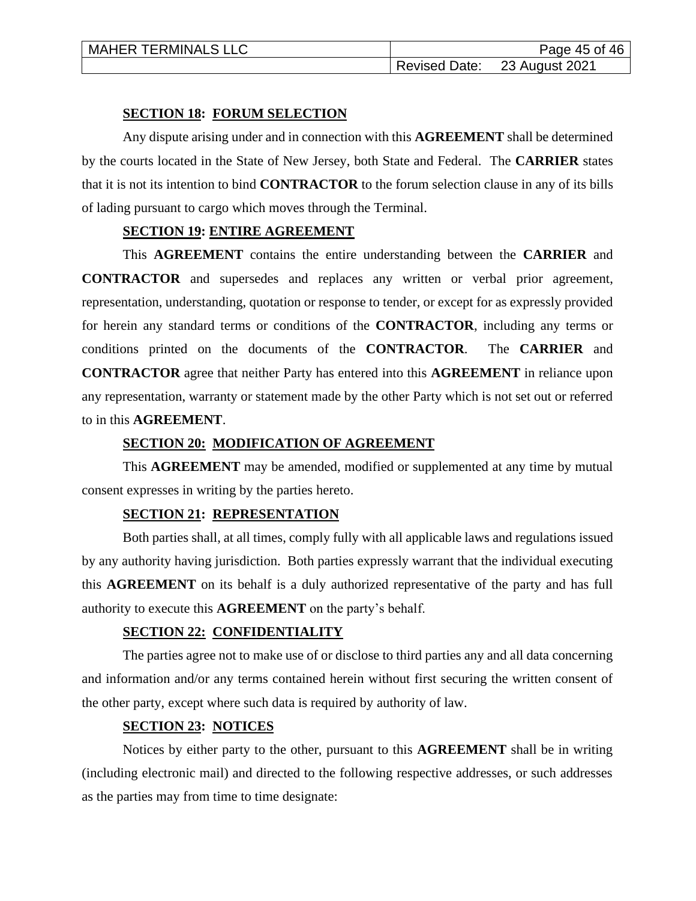**SECTION 18: FORUM SELECTION**

Any dispute arising under and in connection with this **AGREEMENT** shall be determined by the courts located in the State of New Jersey, both State and Federal. The **CARRIER** states that it is not its intention to bind **CONTRACTOR** to the forum selection clause in any of its bills of lading pursuant to cargo which moves through the Terminal.

**SECTION 19: ENTIRE AGREEMENT**

This **AGREEMENT** contains the entire understanding between the **CARRIER** and **CONTRACTOR** and supersedes and replaces any written or verbal prior agreement, representation, understanding, quotation or response to tender, or except for as expressly provided for herein any standard terms or conditions of the **CONTRACTOR**, including any terms or conditions printed on the documents of the **CONTRACTOR**. The **CARRIER** and **CONTRACTOR** agree that neither Party has entered into this **AGREEMENT** in reliance upon any representation, warranty or statement made by the other Party which is not set out or referred to in this **AGREEMENT**.

**SECTION 20: MODIFICATION OF AGREEMENT**

This **AGREEMENT** may be amended, modified or supplemented at any time by mutual consent expresses in writing by the parties hereto.

**SECTION 21: REPRESENTATION**

Both parties shall, at all times, comply fully with all applicable laws and regulations issued by any authority having jurisdiction. Both parties expressly warrant that the individual executing this **AGREEMENT** on its behalf is a duly authorized representative of the party and has full authority to execute this **AGREEMENT** on the party's behalf.

**SECTION 22: CONFIDENTIALITY**

The parties agree not to make use of or disclose to third parties any and all data concerning and information and/or any terms contained herein without first securing the written consent of the other party, except where such data is required by authority of law.

**SECTION 23: NOTICES**

Notices by either party to the other, pursuant to this **AGREEMENT** shall be in writing (including electronic mail) and directed to the following respective addresses, or such addresses as the parties may from time to time designate: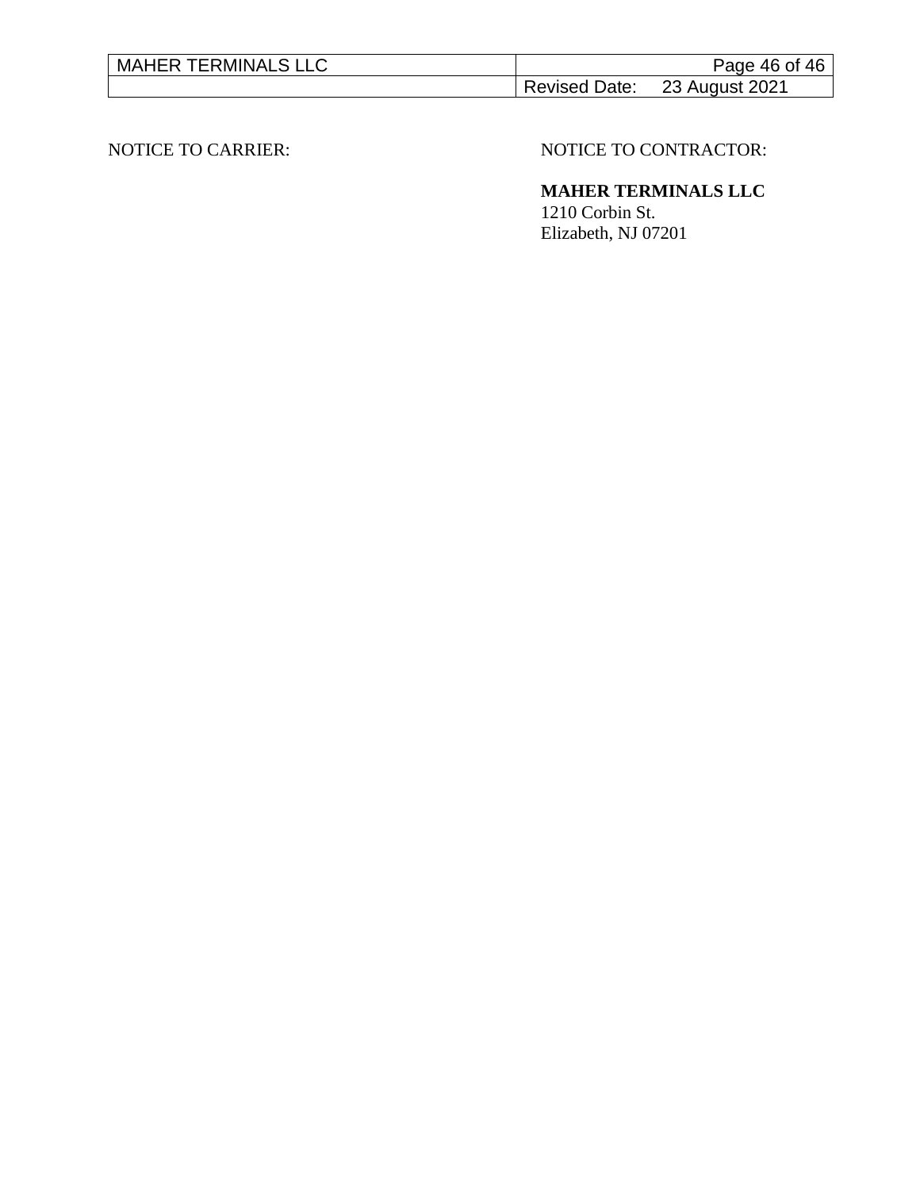NOTICE TO CARRIER:

NOTICE TO CONTRACTOR:

**MAHER TERMINALS LLC**
1210 Corbin St.
Elizabeth, NJ 07201